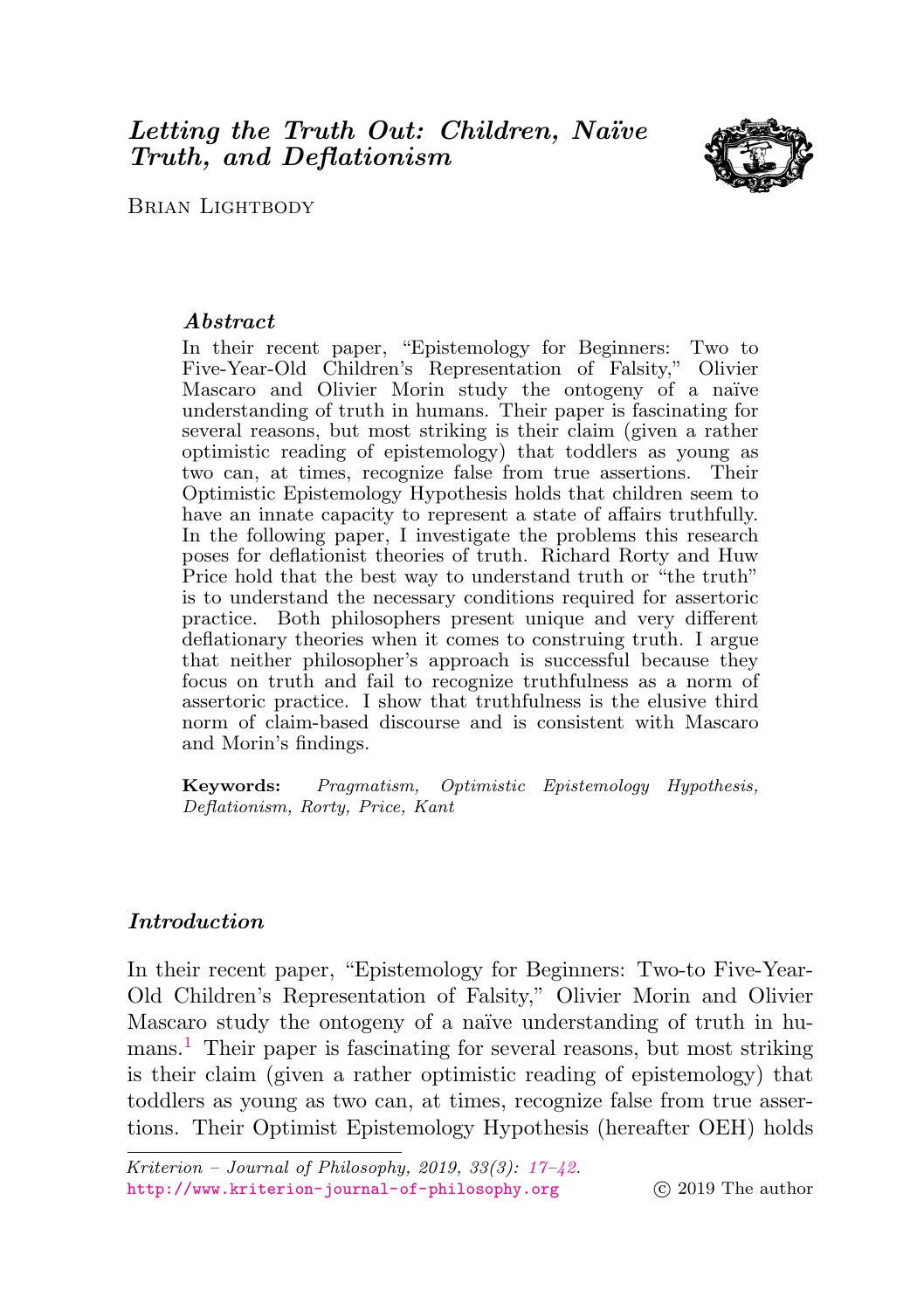# *Letting the Truth Out: Children, Naïve Truth, and Deflationism*

Brian Lightbody

## *Abstract*

In their recent paper, "Epistemology for Beginners: Two to Five-Year-Old Children's Representation of Falsity," Olivier Mascaro and Olivier Morin study the ontogeny of a naïve understanding of truth in humans. Their paper is fascinating for several reasons, but most striking is their claim (given a rather optimistic reading of epistemology) that toddlers as young as two can, at times, recognize false from true assertions. Their Optimistic Epistemology Hypothesis holds that children seem to have an innate capacity to represent a state of affairs truthfully. In the following paper, I investigate the problems this research poses for deflationist theories of truth. Richard Rorty and Huw Price hold that the best way to understand truth or "the truth" is to understand the necessary conditions required for assertoric practice. Both philosophers present unique and very different deflationary theories when it comes to construing truth. I argue that neither philosopher's approach is successful because they focus on truth and fail to recognize truthfulness as a norm of assertoric practice. I show that truthfulness is the elusive third norm of claim-based discourse and is consistent with Mascaro and Morin's findings.

**Keywords:** *Pragmatism, Optimistic Epistemology Hypothesis, Deflationism, Rorty, Price, Kant*

## *Introduction*

In their recent paper, "Epistemology for Beginners: Two-to Five-Year-Old Children's Representation of Falsity," Olivier Morin and Olivier Mascaro study the ontogeny of a naïve understanding of truth in humans.[1] Their paper is fascinating for several reasons, but most striking is their claim (given a rather optimistic reading of epistemology) that toddlers as young as two can, at times, recognize false from true assertions. Their Optimist Epistemology Hypothesis (hereafter OEH) holds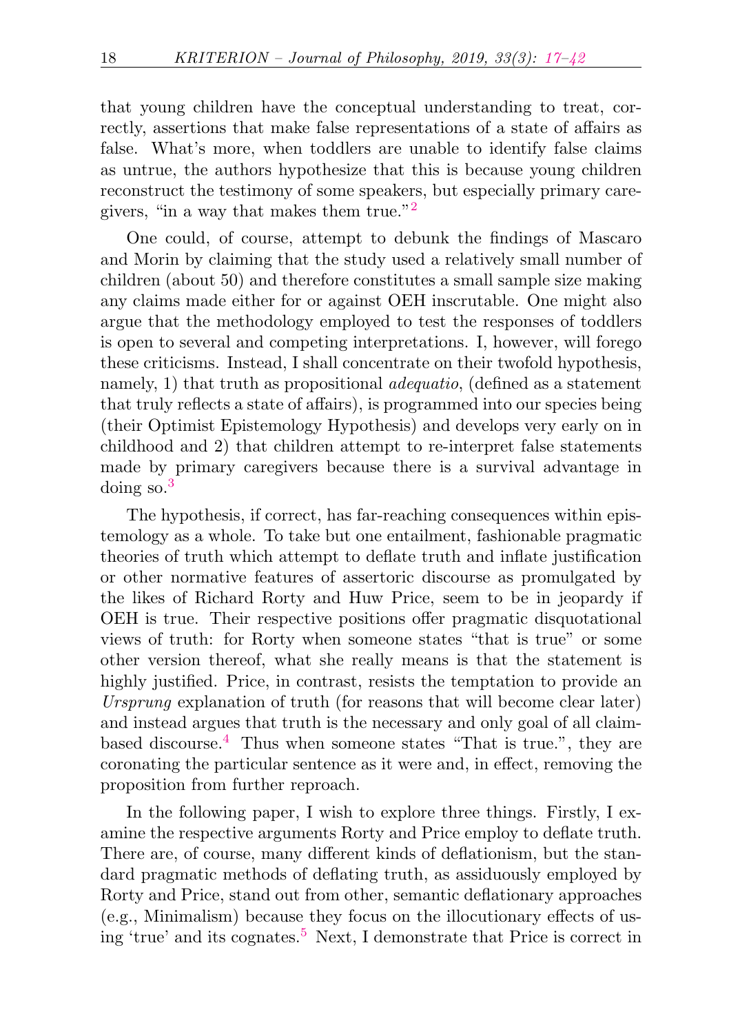that young children have the conceptual understanding to treat, correctly, assertions that make false representations of a state of affairs as false. What's more, when toddlers are unable to identify false claims as untrue, the authors hypothesize that this is because young children reconstruct the testimony of some speakers, but especially primary caregivers, "in a way that makes them true."[2]

One could, of course, attempt to debunk the findings of Mascaro and Morin by claiming that the study used a relatively small number of children (about 50) and therefore constitutes a small sample size making any claims made either for or against OEH inscrutable. One might also argue that the methodology employed to test the responses of toddlers is open to several and competing interpretations. I, however, will forego these criticisms. Instead, I shall concentrate on their twofold hypothesis, namely, 1) that truth as propositional *adequatio*, (defined as a statement that truly reflects a state of affairs), is programmed into our species being (their Optimist Epistemology Hypothesis) and develops very early on in childhood and 2) that children attempt to re-interpret false statements made by primary caregivers because there is a survival advantage in doing so.[3]

The hypothesis, if correct, has far-reaching consequences within epistemology as a whole. To take but one entailment, fashionable pragmatic theories of truth which attempt to deflate truth and inflate justification or other normative features of assertoric discourse as promulgated by the likes of Richard Rorty and Huw Price, seem to be in jeopardy if OEH is true. Their respective positions offer pragmatic disquotational views of truth: for Rorty when someone states "that is true" or some other version thereof, what she really means is that the statement is highly justified. Price, in contrast, resists the temptation to provide an *Ursprung* explanation of truth (for reasons that will become clear later) and instead argues that truth is the necessary and only goal of all claim-based discourse.[4] Thus when someone states "That is true.", they are coronating the particular sentence as it were and, in effect, removing the proposition from further reproach.

In the following paper, I wish to explore three things. Firstly, I examine the respective arguments Rorty and Price employ to deflate truth. There are, of course, many different kinds of deflationism, but the standard pragmatic methods of deflating truth, as assiduously employed by Rorty and Price, stand out from other, semantic deflationary approaches (e.g., Minimalism) because they focus on the illocutionary effects of using 'true' and its cognates.[5] Next, I demonstrate that Price is correct in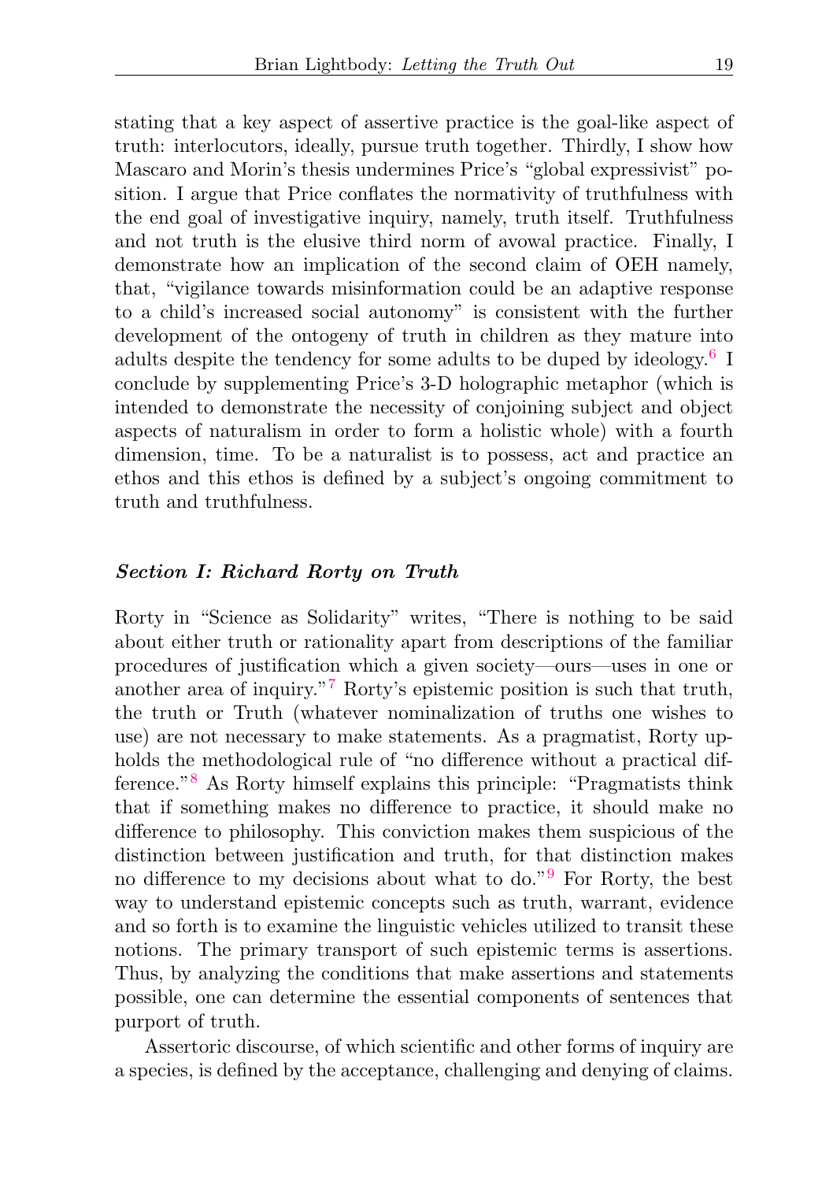stating that a key aspect of assertive practice is the goal-like aspect of truth: interlocutors, ideally, pursue truth together. Thirdly, I show how Mascaro and Morin's thesis undermines Price's "global expressivist" position. I argue that Price conflates the normativity of truthfulness with the end goal of investigative inquiry, namely, truth itself. Truthfulness and not truth is the elusive third norm of avowal practice. Finally, I demonstrate how an implication of the second claim of OEH namely, that, "vigilance towards misinformation could be an adaptive response to a child's increased social autonomy" is consistent with the further development of the ontogeny of truth in children as they mature into adults despite the tendency for some adults to be duped by ideology.[6] I conclude by supplementing Price's 3-D holographic metaphor (which is intended to demonstrate the necessity of conjoining subject and object aspects of naturalism in order to form a holistic whole) with a fourth dimension, time. To be a naturalist is to possess, act and practice an ethos and this ethos is defined by a subject's ongoing commitment to truth and truthfulness.

### *Section I: Richard Rorty on Truth*

Rorty in "Science as Solidarity" writes, "There is nothing to be said about either truth or rationality apart from descriptions of the familiar procedures of justification which a given society—ours—uses in one or another area of inquiry."[7] Rorty's epistemic position is such that truth, the truth or Truth (whatever nominalization of truths one wishes to use) are not necessary to make statements. As a pragmatist, Rorty upholds the methodological rule of "no difference without a practical difference."[8] As Rorty himself explains this principle: "Pragmatists think that if something makes no difference to practice, it should make no difference to philosophy. This conviction makes them suspicious of the distinction between justification and truth, for that distinction makes no difference to my decisions about what to do."[9] For Rorty, the best way to understand epistemic concepts such as truth, warrant, evidence and so forth is to examine the linguistic vehicles utilized to transit these notions. The primary transport of such epistemic terms is assertions. Thus, by analyzing the conditions that make assertions and statements possible, one can determine the essential components of sentences that purport of truth.

Assertoric discourse, of which scientific and other forms of inquiry are a species, is defined by the acceptance, challenging and denying of claims.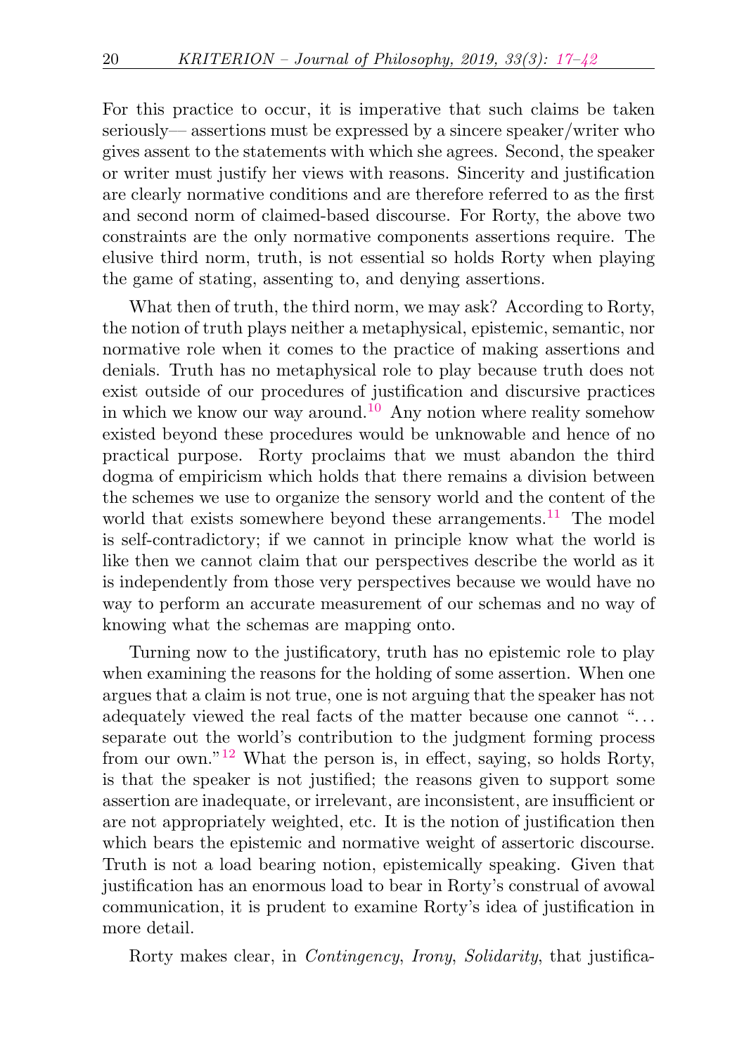For this practice to occur, it is imperative that such claims be taken seriously— assertions must be expressed by a sincere speaker/writer who gives assent to the statements with which she agrees. Second, the speaker or writer must justify her views with reasons. Sincerity and justification are clearly normative conditions and are therefore referred to as the first and second norm of claimed-based discourse. For Rorty, the above two constraints are the only normative components assertions require. The elusive third norm, truth, is not essential so holds Rorty when playing the game of stating, assenting to, and denying assertions.

What then of truth, the third norm, we may ask? According to Rorty, the notion of truth plays neither a metaphysical, epistemic, semantic, nor normative role when it comes to the practice of making assertions and denials. Truth has no metaphysical role to play because truth does not exist outside of our procedures of justification and discursive practices in which we know our way around.[10] Any notion where reality somehow existed beyond these procedures would be unknowable and hence of no practical purpose. Rorty proclaims that we must abandon the third dogma of empiricism which holds that there remains a division between the schemes we use to organize the sensory world and the content of the world that exists somewhere beyond these arrangements.[11] The model is self-contradictory; if we cannot in principle know what the world is like then we cannot claim that our perspectives describe the world as it is independently from those very perspectives because we would have no way to perform an accurate measurement of our schemas and no way of knowing what the schemas are mapping onto.

Turning now to the justificatory, truth has no epistemic role to play when examining the reasons for the holding of some assertion. When one argues that a claim is not true, one is not arguing that the speaker has not adequately viewed the real facts of the matter because one cannot "... separate out the world's contribution to the judgment forming process from our own."[12] What the person is, in effect, saying, so holds Rorty, is that the speaker is not justified; the reasons given to support some assertion are inadequate, or irrelevant, are inconsistent, are insufficient or are not appropriately weighted, etc. It is the notion of justification then which bears the epistemic and normative weight of assertoric discourse. Truth is not a load bearing notion, epistemically speaking. Given that justification has an enormous load to bear in Rorty's construal of avowal communication, it is prudent to examine Rorty's idea of justification in more detail.

Rorty makes clear, in *Contingency, Irony, Solidarity*, that justifica-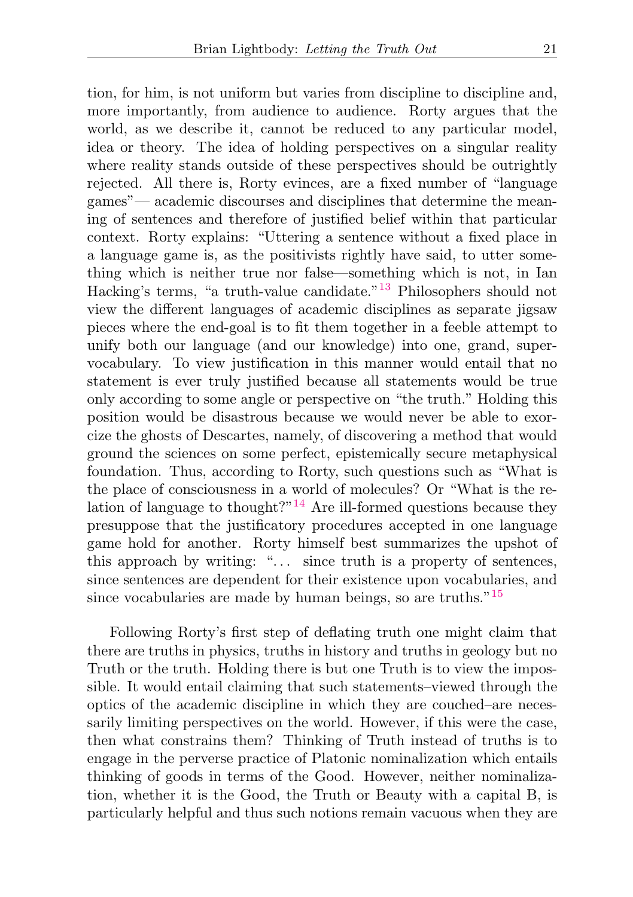tion, for him, is not uniform but varies from discipline to discipline and, more importantly, from audience to audience. Rorty argues that the world, as we describe it, cannot be reduced to any particular model, idea or theory. The idea of holding perspectives on a singular reality where reality stands outside of these perspectives should be outrightly rejected. All there is, Rorty evinces, are a fixed number of "language games"— academic discourses and disciplines that determine the meaning of sentences and therefore of justified belief within that particular context. Rorty explains: "Uttering a sentence without a fixed place in a language game is, as the positivists rightly have said, to utter something which is neither true nor false—something which is not, in Ian Hacking's terms, "a truth-value candidate."[13] Philosophers should not view the different languages of academic disciplines as separate jigsaw pieces where the end-goal is to fit them together in a feeble attempt to unify both our language (and our knowledge) into one, grand, super-vocabulary. To view justification in this manner would entail that no statement is ever truly justified because all statements would be true only according to some angle or perspective on "the truth." Holding this position would be disastrous because we would never be able to exorcize the ghosts of Descartes, namely, of discovering a method that would ground the sciences on some perfect, epistemically secure metaphysical foundation. Thus, according to Rorty, such questions such as "What is the place of consciousness in a world of molecules? Or "What is the relation of language to thought?"[14] Are ill-formed questions because they presuppose that the justificatory procedures accepted in one language game hold for another. Rorty himself best summarizes the upshot of this approach by writing: "... since truth is a property of sentences, since sentences are dependent for their existence upon vocabularies, and since vocabularies are made by human beings, so are truths."[15]

Following Rorty's first step of deflating truth one might claim that there are truths in physics, truths in history and truths in geology but no Truth or the truth. Holding there is but one Truth is to view the impossible. It would entail claiming that such statements–viewed through the optics of the academic discipline in which they are couched–are necessarily limiting perspectives on the world. However, if this were the case, then what constrains them? Thinking of Truth instead of truths is to engage in the perverse practice of Platonic nominalization which entails thinking of goods in terms of the Good. However, neither nominalization, whether it is the Good, the Truth or Beauty with a capital B, is particularly helpful and thus such notions remain vacuous when they are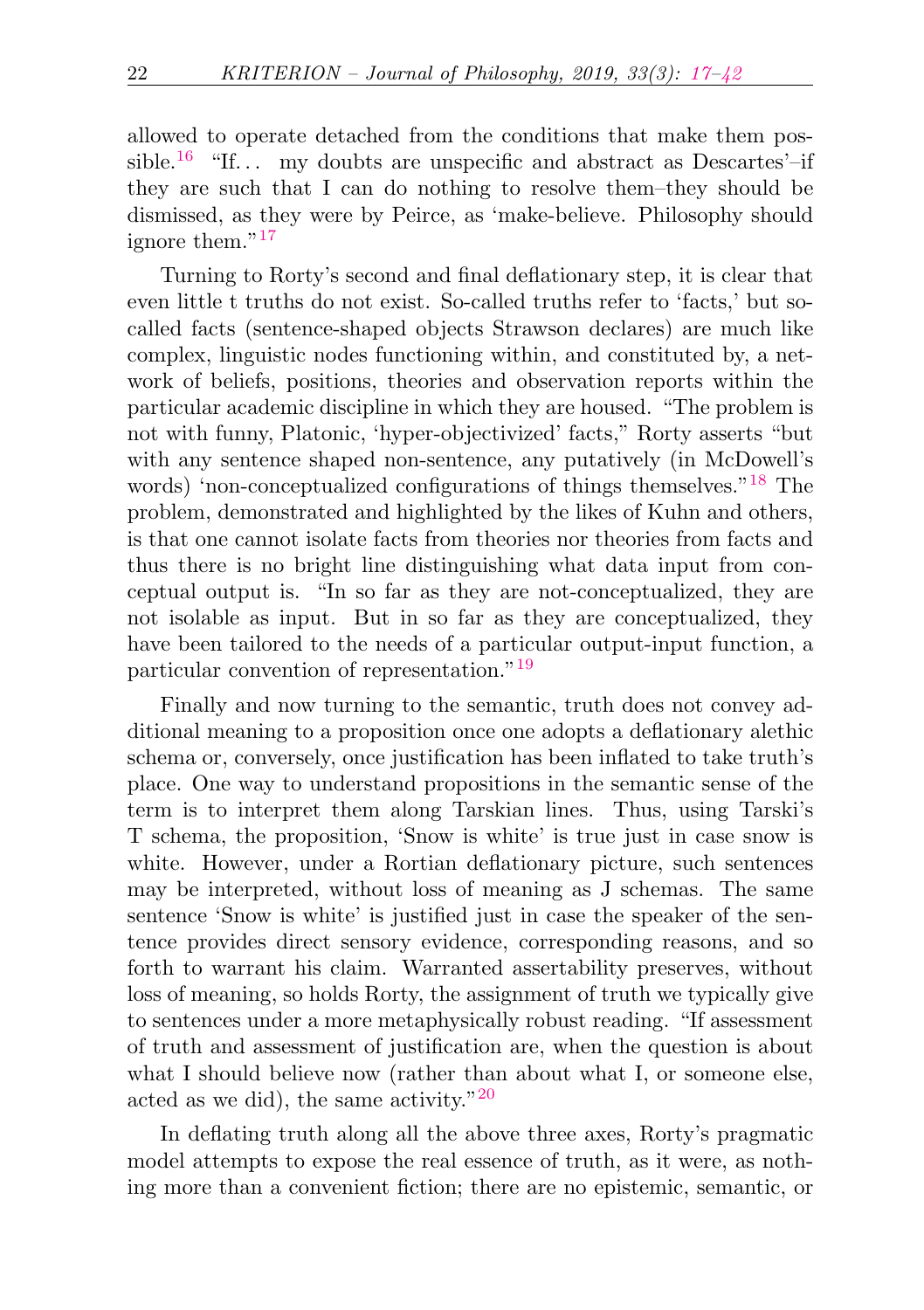allowed to operate detached from the conditions that make them possible.[16] "If... my doubts are unspecific and abstract as Descartes'–if they are such that I can do nothing to resolve them–they should be dismissed, as they were by Peirce, as 'make-believe. Philosophy should ignore them."[17]

Turning to Rorty's second and final deflationary step, it is clear that even little t truths do not exist. So-called truths refer to 'facts,' but so-called facts (sentence-shaped objects Strawson declares) are much like complex, linguistic nodes functioning within, and constituted by, a network of beliefs, positions, theories and observation reports within the particular academic discipline in which they are housed. "The problem is not with funny, Platonic, 'hyper-objectivized' facts," Rorty asserts "but with any sentence shaped non-sentence, any putatively (in McDowell's words) 'non-conceptualized configurations of things themselves."[18] The problem, demonstrated and highlighted by the likes of Kuhn and others, is that one cannot isolate facts from theories nor theories from facts and thus there is no bright line distinguishing what data input from conceptual output is. "In so far as they are not-conceptualized, they are not isolable as input. But in so far as they are conceptualized, they have been tailored to the needs of a particular output-input function, a particular convention of representation."[19]

Finally and now turning to the semantic, truth does not convey additional meaning to a proposition once one adopts a deflationary alethic schema or, conversely, once justification has been inflated to take truth's place. One way to understand propositions in the semantic sense of the term is to interpret them along Tarskian lines. Thus, using Tarski's T schema, the proposition, 'Snow is white' is true just in case snow is white. However, under a Rortian deflationary picture, such sentences may be interpreted, without loss of meaning as J schemas. The same sentence 'Snow is white' is justified just in case the speaker of the sentence provides direct sensory evidence, corresponding reasons, and so forth to warrant his claim. Warranted assertability preserves, without loss of meaning, so holds Rorty, the assignment of truth we typically give to sentences under a more metaphysically robust reading. "If assessment of truth and assessment of justification are, when the question is about what I should believe now (rather than about what I, or someone else, acted as we did), the same activity."[20]

In deflating truth along all the above three axes, Rorty's pragmatic model attempts to expose the real essence of truth, as it were, as nothing more than a convenient fiction; there are no epistemic, semantic, or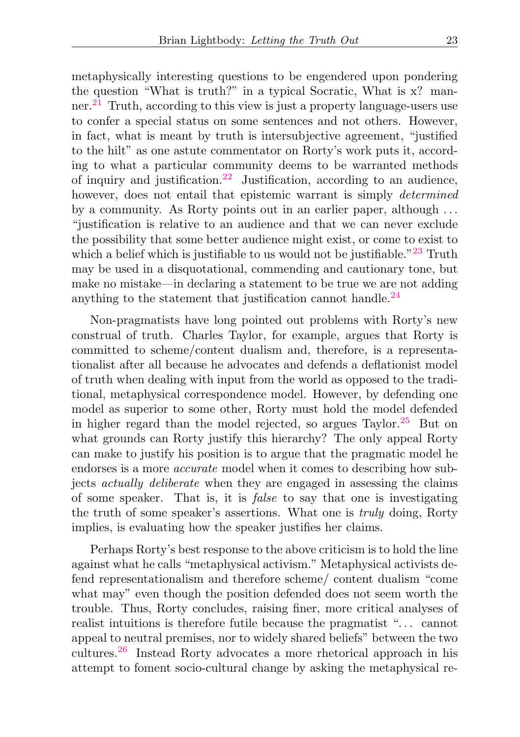metaphysically interesting questions to be engendered upon pondering the question "What is truth?" in a typical Socratic, What is x? manner.[21] Truth, according to this view is just a property language-users use to confer a special status on some sentences and not others. However, in fact, what is meant by truth is intersubjective agreement, "justified to the hilt" as one astute commentator on Rorty's work puts it, according to what a particular community deems to be warranted methods of inquiry and justification.[22] Justification, according to an audience, however, does not entail that epistemic warrant is simply *determined* by a community. As Rorty points out in an earlier paper, although ... "justification is relative to an audience and that we can never exclude the possibility that some better audience might exist, or come to exist to which a belief which is justifiable to us would not be justifiable."[23] Truth may be used in a disquotational, commending and cautionary tone, but make no mistake—in declaring a statement to be true we are not adding anything to the statement that justification cannot handle.[24]

Non-pragmatists have long pointed out problems with Rorty's new construal of truth. Charles Taylor, for example, argues that Rorty is committed to scheme/content dualism and, therefore, is a representationalist after all because he advocates and defends a deflationist model of truth when dealing with input from the world as opposed to the traditional, metaphysical correspondence model. However, by defending one model as superior to some other, Rorty must hold the model defended in higher regard than the model rejected, so argues Taylor.[25] But on what grounds can Rorty justify this hierarchy? The only appeal Rorty can make to justify his position is to argue that the pragmatic model he endorses is a more *accurate* model when it comes to describing how subjects *actually deliberate* when they are engaged in assessing the claims of some speaker. That is, it is *false* to say that one is investigating the truth of some speaker's assertions. What one is *truly* doing, Rorty implies, is evaluating how the speaker justifies her claims.

Perhaps Rorty's best response to the above criticism is to hold the line against what he calls "metaphysical activism." Metaphysical activists defend representationalism and therefore scheme/ content dualism "come what may" even though the position defended does not seem worth the trouble. Thus, Rorty concludes, raising finer, more critical analyses of realist intuitions is therefore futile because the pragmatist "... cannot appeal to neutral premises, nor to widely shared beliefs" between the two cultures.[26] Instead Rorty advocates a more rhetorical approach in his attempt to foment socio-cultural change by asking the metaphysical re-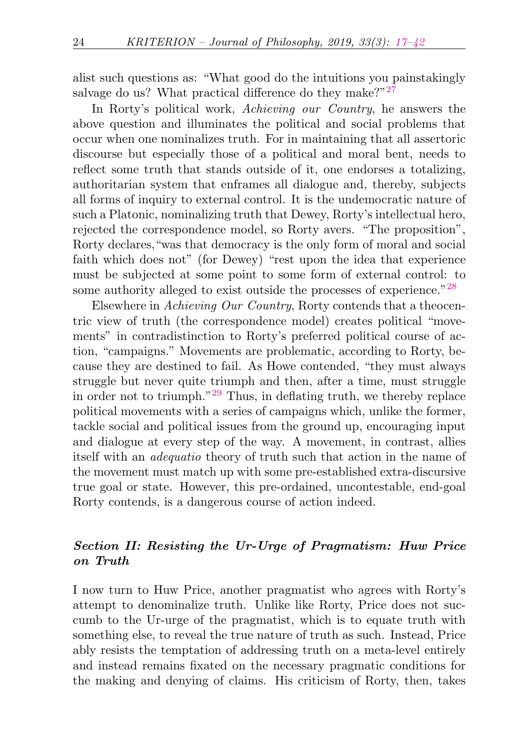alist such questions as: "What good do the intuitions you painstakingly salvage do us? What practical difference do they make?"[27]

In Rorty's political work, *Achieving our Country*, he answers the above question and illuminates the political and social problems that occur when one nominalizes truth. For in maintaining that all assertoric discourse but especially those of a political and moral bent, needs to reflect some truth that stands outside of it, one endorses a totalizing, authoritarian system that enframes all dialogue and, thereby, subjects all forms of inquiry to external control. It is the undemocratic nature of such a Platonic, nominalizing truth that Dewey, Rorty's intellectual hero, rejected the correspondence model, so Rorty avers. "The proposition", Rorty declares,"was that democracy is the only form of moral and social faith which does not" (for Dewey) "rest upon the idea that experience must be subjected at some point to some form of external control: to some authority alleged to exist outside the processes of experience."[28]

Elsewhere in *Achieving Our Country*, Rorty contends that a theocentric view of truth (the correspondence model) creates political "movements" in contradistinction to Rorty's preferred political course of action, "campaigns." Movements are problematic, according to Rorty, because they are destined to fail. As Howe contended, "they must always struggle but never quite triumph and then, after a time, must struggle in order not to triumph."[29] Thus, in deflating truth, we thereby replace political movements with a series of campaigns which, unlike the former, tackle social and political issues from the ground up, encouraging input and dialogue at every step of the way. A movement, in contrast, allies itself with an *adequatio* theory of truth such that action in the name of the movement must match up with some pre-established extra-discursive true goal or state. However, this pre-ordained, uncontestable, end-goal Rorty contends, is a dangerous course of action indeed.

### *Section II: Resisting the Ur-Urge of Pragmatism: Huw Price on Truth*

I now turn to Huw Price, another pragmatist who agrees with Rorty's attempt to denominalize truth. Unlike like Rorty, Price does not succumb to the Ur-urge of the pragmatist, which is to equate truth with something else, to reveal the true nature of truth as such. Instead, Price ably resists the temptation of addressing truth on a meta-level entirely and instead remains fixated on the necessary pragmatic conditions for the making and denying of claims. His criticism of Rorty, then, takes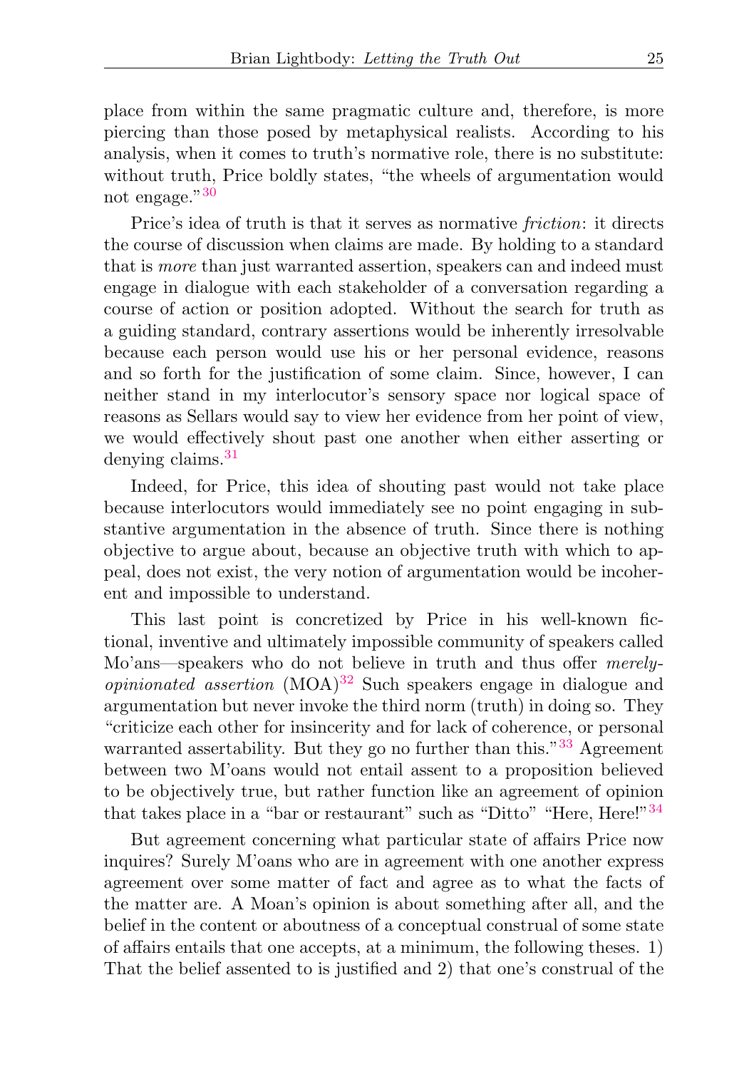place from within the same pragmatic culture and, therefore, is more piercing than those posed by metaphysical realists. According to his analysis, when it comes to truth's normative role, there is no substitute: without truth, Price boldly states, "the wheels of argumentation would not engage."[30]

Price's idea of truth is that it serves as normative *friction*: it directs the course of discussion when claims are made. By holding to a standard that is *more* than just warranted assertion, speakers can and indeed must engage in dialogue with each stakeholder of a conversation regarding a course of action or position adopted. Without the search for truth as a guiding standard, contrary assertions would be inherently irresolvable because each person would use his or her personal evidence, reasons and so forth for the justification of some claim. Since, however, I can neither stand in my interlocutor's sensory space nor logical space of reasons as Sellars would say to view her evidence from her point of view, we would effectively shout past one another when either asserting or denying claims.[31]

Indeed, for Price, this idea of shouting past would not take place because interlocutors would immediately see no point engaging in substantive argumentation in the absence of truth. Since there is nothing objective to argue about, because an objective truth with which to appeal, does not exist, the very notion of argumentation would be incoherent and impossible to understand.

This last point is concretized by Price in his well-known fictional, inventive and ultimately impossible community of speakers called Mo'ans—speakers who do not believe in truth and thus offer *merely-opinionated assertion* (MOA)[32] Such speakers engage in dialogue and argumentation but never invoke the third norm (truth) in doing so. They "criticize each other for insincerity and for lack of coherence, or personal warranted assertability. But they go no further than this."[33] Agreement between two M'oans would not entail assent to a proposition believed to be objectively true, but rather function like an agreement of opinion that takes place in a "bar or restaurant" such as "Ditto" "Here, Here!"[34]

But agreement concerning what particular state of affairs Price now inquires? Surely M'oans who are in agreement with one another express agreement over some matter of fact and agree as to what the facts of the matter are. A Moan's opinion is about something after all, and the belief in the content or aboutness of a conceptual construal of some state of affairs entails that one accepts, at a minimum, the following theses. 1) That the belief assented to is justified and 2) that one's construal of the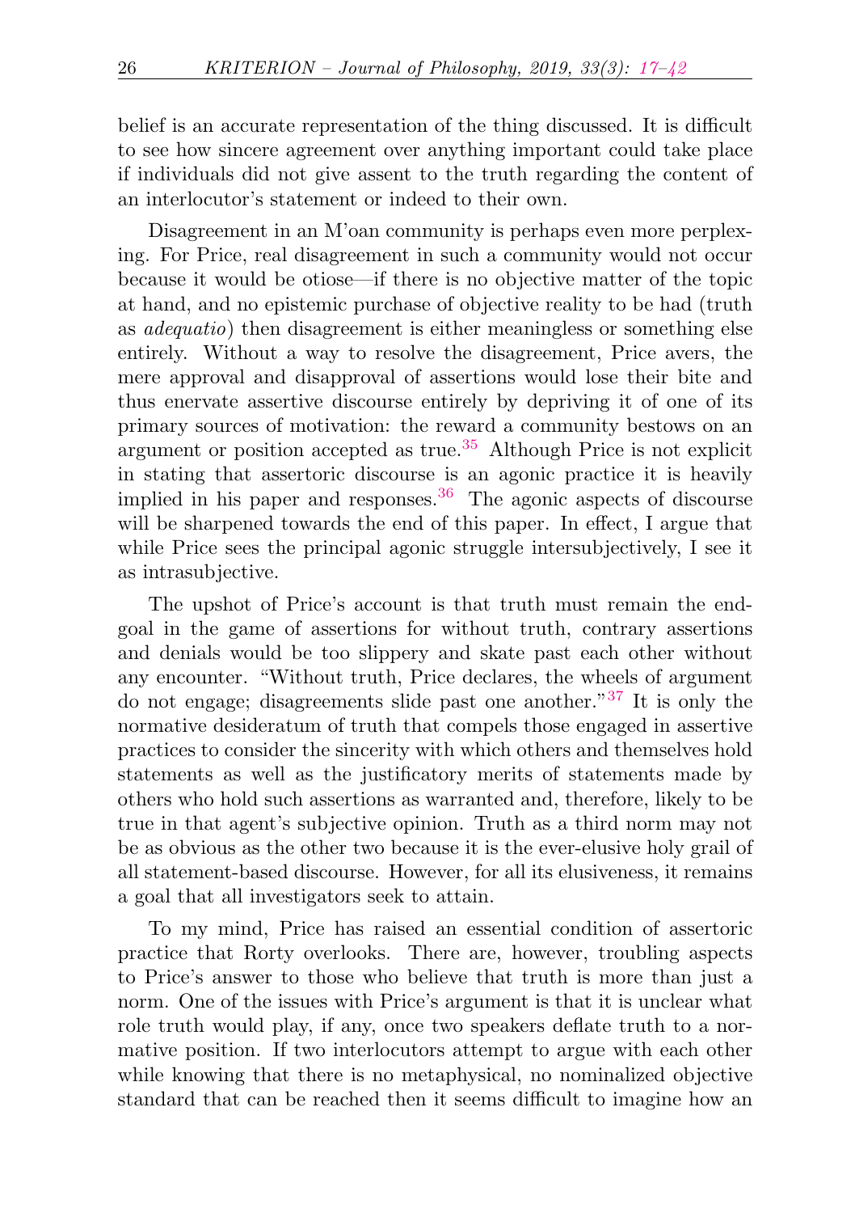belief is an accurate representation of the thing discussed. It is difficult to see how sincere agreement over anything important could take place if individuals did not give assent to the truth regarding the content of an interlocutor's statement or indeed to their own.

Disagreement in an M'oan community is perhaps even more perplexing. For Price, real disagreement in such a community would not occur because it would be otiose—if there is no objective matter of the topic at hand, and no epistemic purchase of objective reality to be had (truth as *adequatio*) then disagreement is either meaningless or something else entirely. Without a way to resolve the disagreement, Price avers, the mere approval and disapproval of assertions would lose their bite and thus enervate assertive discourse entirely by depriving it of one of its primary sources of motivation: the reward a community bestows on an argument or position accepted as true.[35] Although Price is not explicit in stating that assertoric discourse is an agonic practice it is heavily implied in his paper and responses.[36] The agonic aspects of discourse will be sharpened towards the end of this paper. In effect, I argue that while Price sees the principal agonic struggle intersubjectively, I see it as intrasubjective.

The upshot of Price's account is that truth must remain the end-goal in the game of assertions for without truth, contrary assertions and denials would be too slippery and skate past each other without any encounter. "Without truth, Price declares, the wheels of argument do not engage; disagreements slide past one another."[37] It is only the normative desideratum of truth that compels those engaged in assertive practices to consider the sincerity with which others and themselves hold statements as well as the justificatory merits of statements made by others who hold such assertions as warranted and, therefore, likely to be true in that agent's subjective opinion. Truth as a third norm may not be as obvious as the other two because it is the ever-elusive holy grail of all statement-based discourse. However, for all its elusiveness, it remains a goal that all investigators seek to attain.

To my mind, Price has raised an essential condition of assertoric practice that Rorty overlooks. There are, however, troubling aspects to Price's answer to those who believe that truth is more than just a norm. One of the issues with Price's argument is that it is unclear what role truth would play, if any, once two speakers deflate truth to a normative position. If two interlocutors attempt to argue with each other while knowing that there is no metaphysical, no nominalized objective standard that can be reached then it seems difficult to imagine how an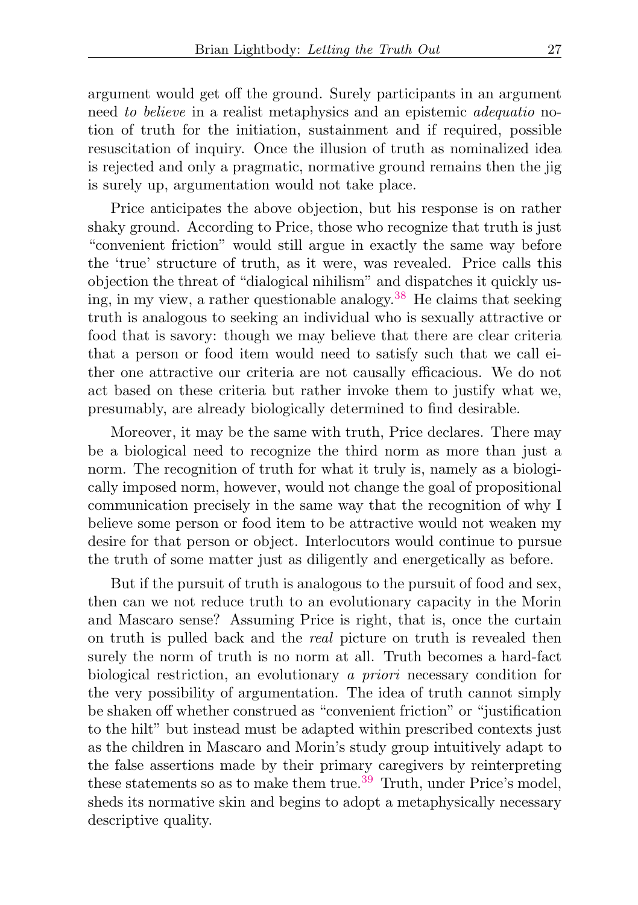argument would get off the ground. Surely participants in an argument need *to believe* in a realist metaphysics and an epistemic *adequatio* notion of truth for the initiation, sustainment and if required, possible resuscitation of inquiry. Once the illusion of truth as nominalized idea is rejected and only a pragmatic, normative ground remains then the jig is surely up, argumentation would not take place.

Price anticipates the above objection, but his response is on rather shaky ground. According to Price, those who recognize that truth is just "convenient friction" would still argue in exactly the same way before the 'true' structure of truth, as it were, was revealed. Price calls this objection the threat of "dialogical nihilism" and dispatches it quickly using, in my view, a rather questionable analogy.[38] He claims that seeking truth is analogous to seeking an individual who is sexually attractive or food that is savory: though we may believe that there are clear criteria that a person or food item would need to satisfy such that we call either one attractive our criteria are not causally efficacious. We do not act based on these criteria but rather invoke them to justify what we, presumably, are already biologically determined to find desirable.

Moreover, it may be the same with truth, Price declares. There may be a biological need to recognize the third norm as more than just a norm. The recognition of truth for what it truly is, namely as a biologically imposed norm, however, would not change the goal of propositional communication precisely in the same way that the recognition of why I believe some person or food item to be attractive would not weaken my desire for that person or object. Interlocutors would continue to pursue the truth of some matter just as diligently and energetically as before.

But if the pursuit of truth is analogous to the pursuit of food and sex, then can we not reduce truth to an evolutionary capacity in the Morin and Mascaro sense? Assuming Price is right, that is, once the curtain on truth is pulled back and the *real* picture on truth is revealed then surely the norm of truth is no norm at all. Truth becomes a hard-fact biological restriction, an evolutionary *a priori* necessary condition for the very possibility of argumentation. The idea of truth cannot simply be shaken off whether construed as "convenient friction" or "justification to the hilt" but instead must be adapted within prescribed contexts just as the children in Mascaro and Morin's study group intuitively adapt to the false assertions made by their primary caregivers by reinterpreting these statements so as to make them true.[39] Truth, under Price's model, sheds its normative skin and begins to adopt a metaphysically necessary descriptive quality.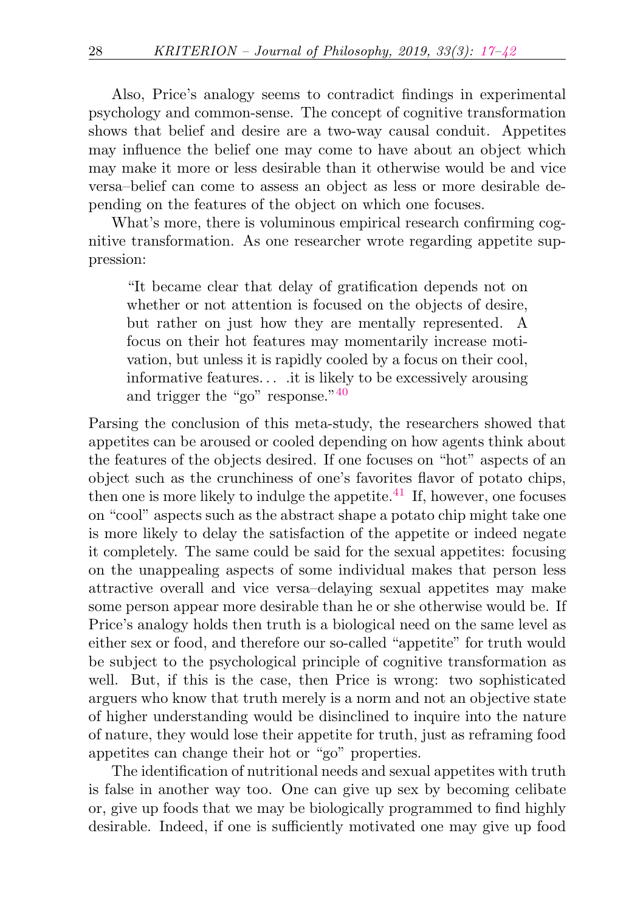Also, Price's analogy seems to contradict findings in experimental psychology and common-sense. The concept of cognitive transformation shows that belief and desire are a two-way causal conduit. Appetites may influence the belief one may come to have about an object which may make it more or less desirable than it otherwise would be and vice versa–belief can come to assess an object as less or more desirable depending on the features of the object on which one focuses.

What's more, there is voluminous empirical research confirming cognitive transformation. As one researcher wrote regarding appetite suppression:

> "It became clear that delay of gratification depends not on whether or not attention is focused on the objects of desire, but rather on just how they are mentally represented. A focus on their hot features may momentarily increase motivation, but unless it is rapidly cooled by a focus on their cool, informative features. . . .it is likely to be excessively arousing and trigger the "go" response."[40]

Parsing the conclusion of this meta-study, the researchers showed that appetites can be aroused or cooled depending on how agents think about the features of the objects desired. If one focuses on "hot" aspects of an object such as the crunchiness of one's favorites flavor of potato chips, then one is more likely to indulge the appetite.[41] If, however, one focuses on "cool" aspects such as the abstract shape a potato chip might take one is more likely to delay the satisfaction of the appetite or indeed negate it completely. The same could be said for the sexual appetites: focusing on the unappealing aspects of some individual makes that person less attractive overall and vice versa–delaying sexual appetites may make some person appear more desirable than he or she otherwise would be. If Price's analogy holds then truth is a biological need on the same level as either sex or food, and therefore our so-called "appetite" for truth would be subject to the psychological principle of cognitive transformation as well. But, if this is the case, then Price is wrong: two sophisticated arguers who know that truth merely is a norm and not an objective state of higher understanding would be disinclined to inquire into the nature of nature, they would lose their appetite for truth, just as reframing food appetites can change their hot or "go" properties.

The identification of nutritional needs and sexual appetites with truth is false in another way too. One can give up sex by becoming celibate or, give up foods that we may be biologically programmed to find highly desirable. Indeed, if one is sufficiently motivated one may give up food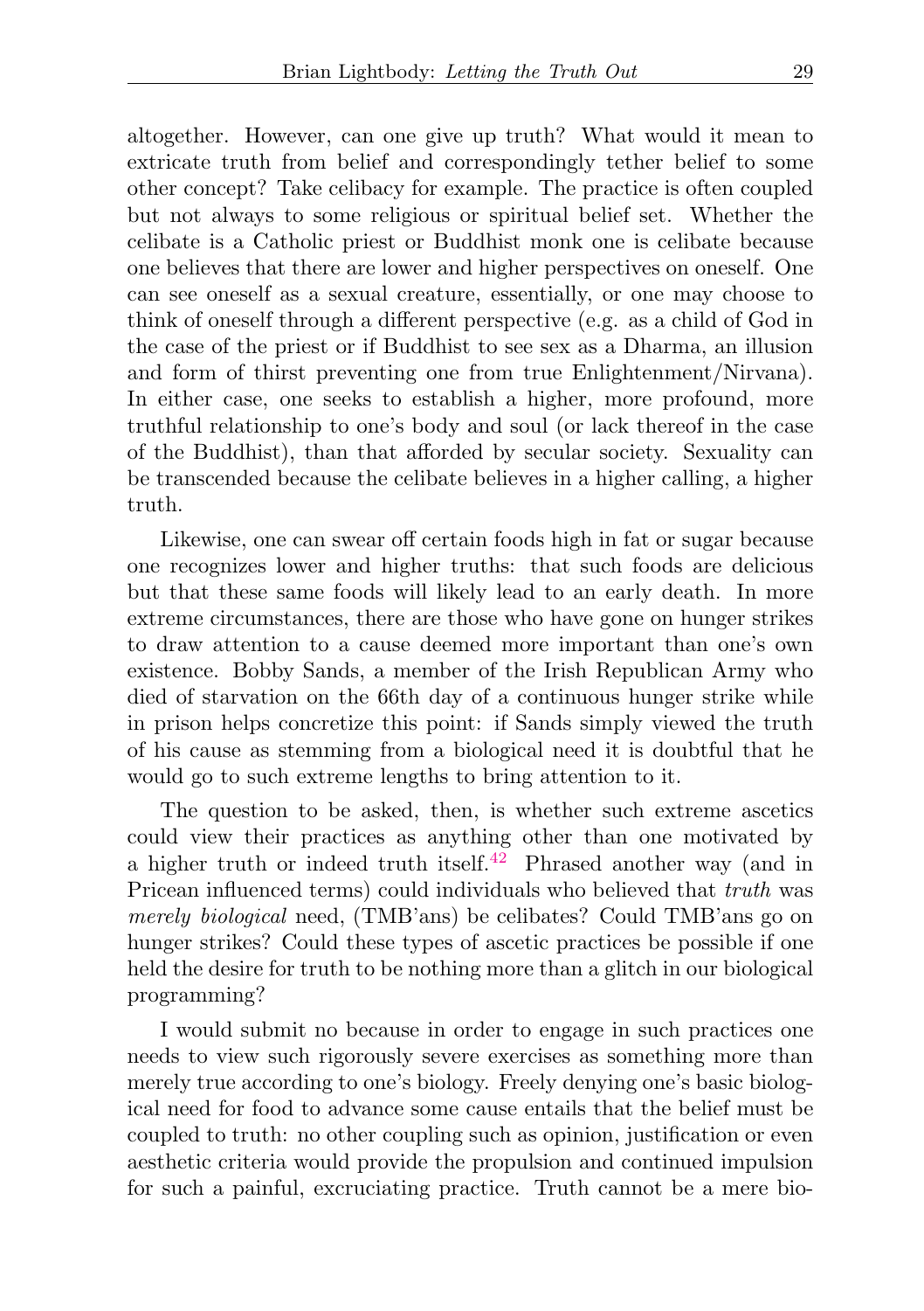altogether. However, can one give up truth? What would it mean to extricate truth from belief and correspondingly tether belief to some other concept? Take celibacy for example. The practice is often coupled but not always to some religious or spiritual belief set. Whether the celibate is a Catholic priest or Buddhist monk one is celibate because one believes that there are lower and higher perspectives on oneself. One can see oneself as a sexual creature, essentially, or one may choose to think of oneself through a different perspective (e.g. as a child of God in the case of the priest or if Buddhist to see sex as a Dharma, an illusion and form of thirst preventing one from true Enlightenment/Nirvana). In either case, one seeks to establish a higher, more profound, more truthful relationship to one's body and soul (or lack thereof in the case of the Buddhist), than that afforded by secular society. Sexuality can be transcended because the celibate believes in a higher calling, a higher truth.

Likewise, one can swear off certain foods high in fat or sugar because one recognizes lower and higher truths: that such foods are delicious but that these same foods will likely lead to an early death. In more extreme circumstances, there are those who have gone on hunger strikes to draw attention to a cause deemed more important than one's own existence. Bobby Sands, a member of the Irish Republican Army who died of starvation on the 66th day of a continuous hunger strike while in prison helps concretize this point: if Sands simply viewed the truth of his cause as stemming from a biological need it is doubtful that he would go to such extreme lengths to bring attention to it.

The question to be asked, then, is whether such extreme ascetics could view their practices as anything other than one motivated by a higher truth or indeed truth itself.[42] Phrased another way (and in Pricean influenced terms) could individuals who believed that *truth* was *merely biological* need, (TMB'ans) be celibates? Could TMB'ans go on hunger strikes? Could these types of ascetic practices be possible if one held the desire for truth to be nothing more than a glitch in our biological programming?

I would submit no because in order to engage in such practices one needs to view such rigorously severe exercises as something more than merely true according to one's biology. Freely denying one's basic biological need for food to advance some cause entails that the belief must be coupled to truth: no other coupling such as opinion, justification or even aesthetic criteria would provide the propulsion and continued impulsion for such a painful, excruciating practice. Truth cannot be a mere bio-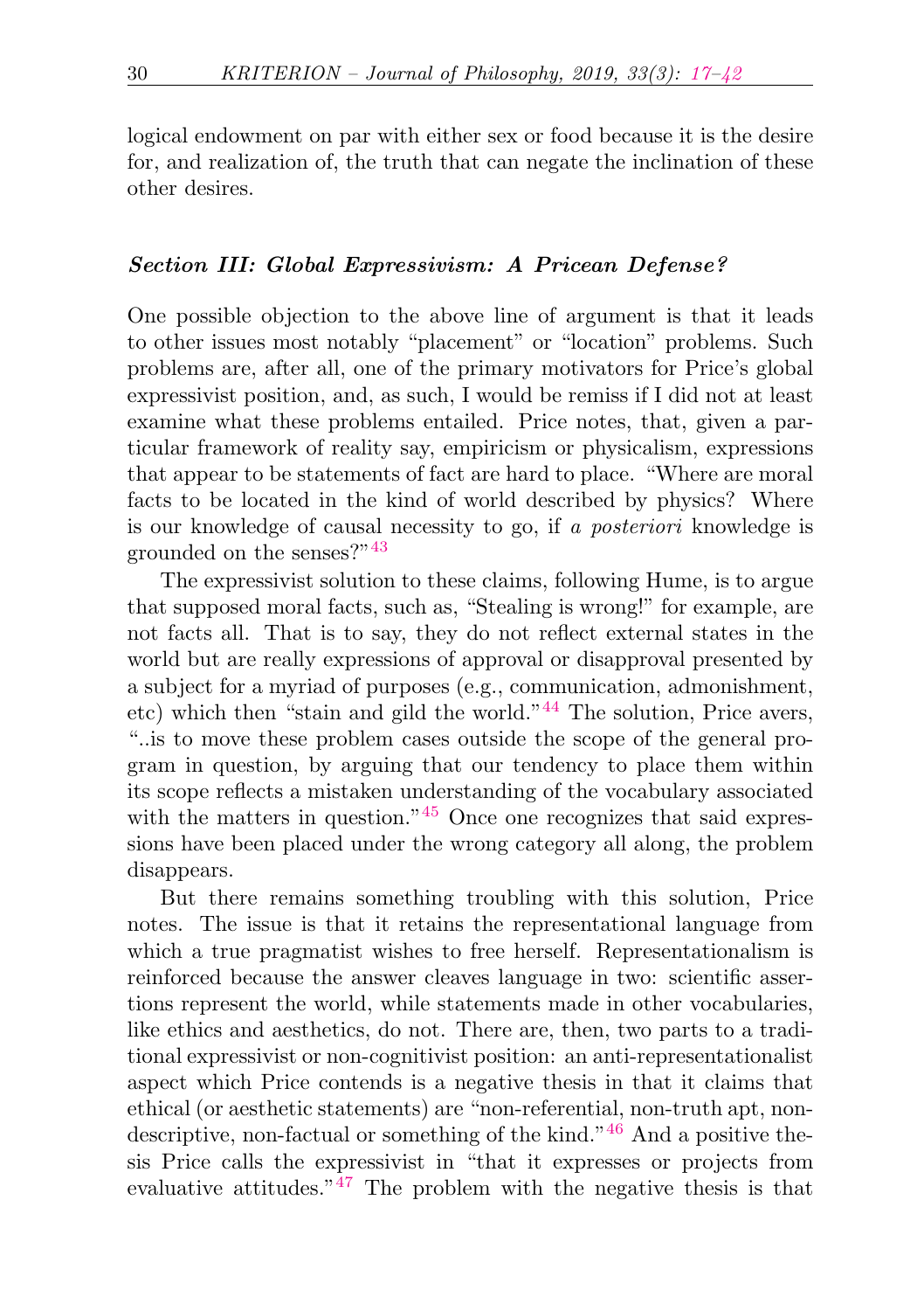logical endowment on par with either sex or food because it is the desire for, and realization of, the truth that can negate the inclination of these other desires.

### *Section III: Global Expressivism: A Pricean Defense?*

One possible objection to the above line of argument is that it leads to other issues most notably "placement" or "location" problems. Such problems are, after all, one of the primary motivators for Price's global expressivist position, and, as such, I would be remiss if I did not at least examine what these problems entailed. Price notes, that, given a particular framework of reality say, empiricism or physicalism, expressions that appear to be statements of fact are hard to place. "Where are moral facts to be located in the kind of world described by physics? Where is our knowledge of causal necessity to go, if *a posteriori* knowledge is grounded on the senses?"[43]

The expressivist solution to these claims, following Hume, is to argue that supposed moral facts, such as, "Stealing is wrong!" for example, are not facts all. That is to say, they do not reflect external states in the world but are really expressions of approval or disapproval presented by a subject for a myriad of purposes (e.g., communication, admonishment, etc) which then "stain and gild the world."[44] The solution, Price avers, "..is to move these problem cases outside the scope of the general program in question, by arguing that our tendency to place them within its scope reflects a mistaken understanding of the vocabulary associated with the matters in question."[45] Once one recognizes that said expressions have been placed under the wrong category all along, the problem disappears.

But there remains something troubling with this solution, Price notes. The issue is that it retains the representational language from which a true pragmatist wishes to free herself. Representationalism is reinforced because the answer cleaves language in two: scientific assertions represent the world, while statements made in other vocabularies, like ethics and aesthetics, do not. There are, then, two parts to a traditional expressivist or non-cognitivist position: an anti-representationalist aspect which Price contends is a negative thesis in that it claims that ethical (or aesthetic statements) are "non-referential, non-truth apt, non-descriptive, non-factual or something of the kind."[46] And a positive thesis Price calls the expressivist in "that it expresses or projects from evaluative attitudes."[47] The problem with the negative thesis is that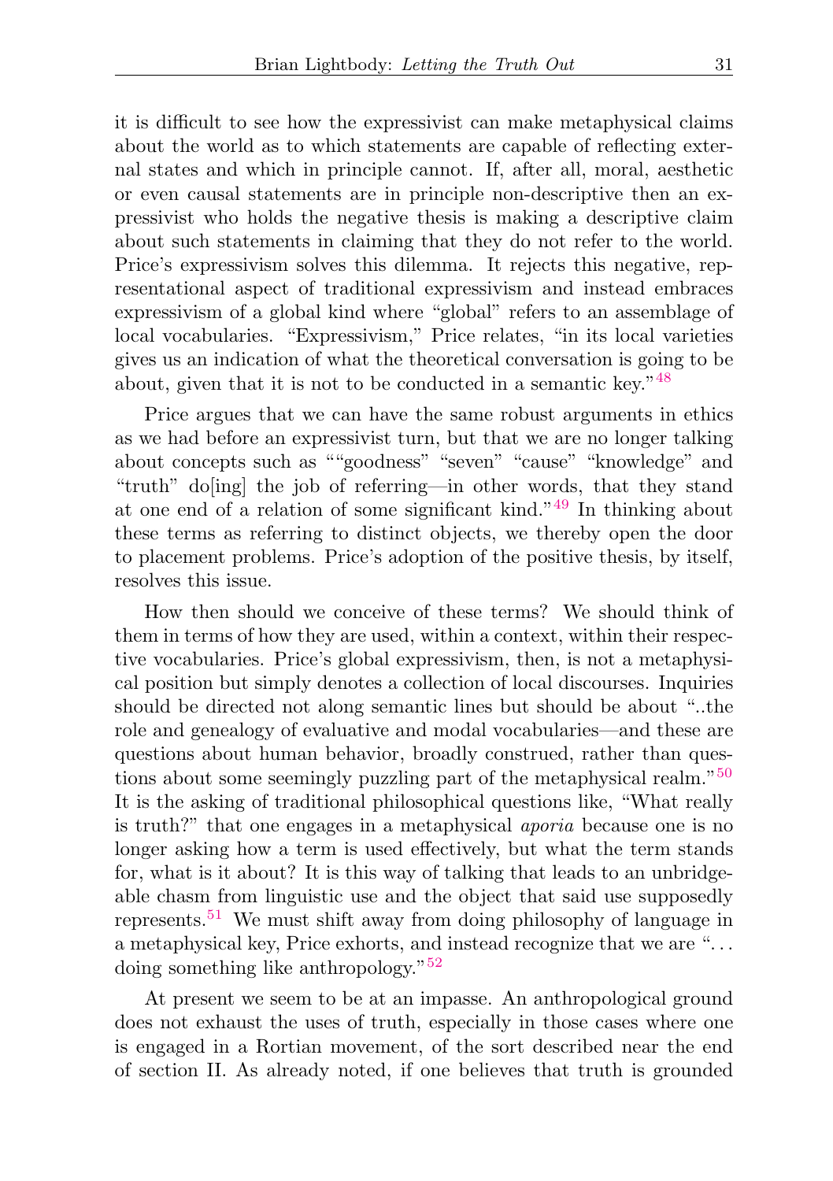it is difficult to see how the expressivist can make metaphysical claims about the world as to which statements are capable of reflecting external states and which in principle cannot. If, after all, moral, aesthetic or even causal statements are in principle non-descriptive then an expressivist who holds the negative thesis is making a descriptive claim about such statements in claiming that they do not refer to the world. Price's expressivism solves this dilemma. It rejects this negative, representational aspect of traditional expressivism and instead embraces expressivism of a global kind where "global" refers to an assemblage of local vocabularies. "Expressivism," Price relates, "in its local varieties gives us an indication of what the theoretical conversation is going to be about, given that it is not to be conducted in a semantic key."[48]

Price argues that we can have the same robust arguments in ethics as we had before an expressivist turn, but that we are no longer talking about concepts such as ""goodness" "seven" "cause" "knowledge" and "truth" do[ing] the job of referring—in other words, that they stand at one end of a relation of some significant kind."[49] In thinking about these terms as referring to distinct objects, we thereby open the door to placement problems. Price's adoption of the positive thesis, by itself, resolves this issue.

How then should we conceive of these terms? We should think of them in terms of how they are used, within a context, within their respective vocabularies. Price's global expressivism, then, is not a metaphysical position but simply denotes a collection of local discourses. Inquiries should be directed not along semantic lines but should be about "..the role and genealogy of evaluative and modal vocabularies—and these are questions about human behavior, broadly construed, rather than questions about some seemingly puzzling part of the metaphysical realm."[50] It is the asking of traditional philosophical questions like, "What really is truth?" that one engages in a metaphysical *aporia* because one is no longer asking how a term is used effectively, but what the term stands for, what is it about? It is this way of talking that leads to an unbridgeable chasm from linguistic use and the object that said use supposedly represents.[51] We must shift away from doing philosophy of language in a metaphysical key, Price exhorts, and instead recognize that we are "... doing something like anthropology."[52]

At present we seem to be at an impasse. An anthropological ground does not exhaust the uses of truth, especially in those cases where one is engaged in a Rortian movement, of the sort described near the end of section II. As already noted, if one believes that truth is grounded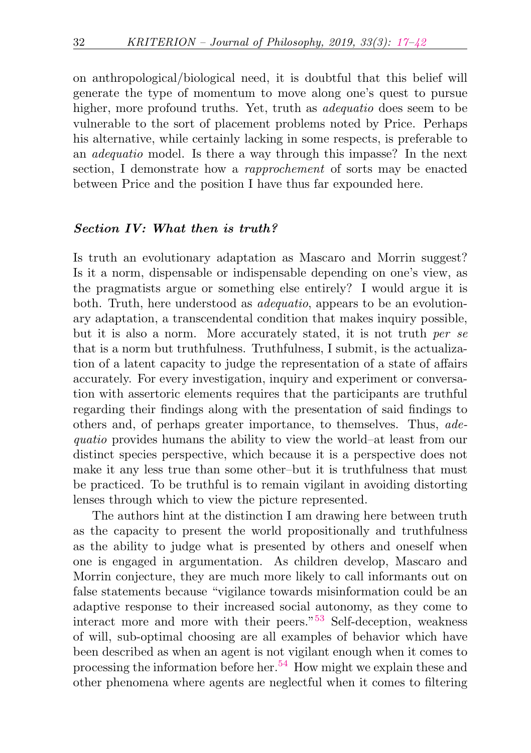on anthropological/biological need, it is doubtful that this belief will generate the type of momentum to move along one's quest to pursue higher, more profound truths. Yet, truth as *adequatio* does seem to be vulnerable to the sort of placement problems noted by Price. Perhaps his alternative, while certainly lacking in some respects, is preferable to an *adequatio* model. Is there a way through this impasse? In the next section, I demonstrate how a *rapprochement* of sorts may be enacted between Price and the position I have thus far expounded here.

### *Section IV: What then is truth?*

Is truth an evolutionary adaptation as Mascaro and Morrin suggest? Is it a norm, dispensable or indispensable depending on one's view, as the pragmatists argue or something else entirely? I would argue it is both. Truth, here understood as *adequatio*, appears to be an evolutionary adaptation, a transcendental condition that makes inquiry possible, but it is also a norm. More accurately stated, it is not truth *per se* that is a norm but truthfulness. Truthfulness, I submit, is the actualization of a latent capacity to judge the representation of a state of affairs accurately. For every investigation, inquiry and experiment or conversation with assertoric elements requires that the participants are truthful regarding their findings along with the presentation of said findings to others and, of perhaps greater importance, to themselves. Thus, *adequatio* provides humans the ability to view the world–at least from our distinct species perspective, which because it is a perspective does not make it any less true than some other–but it is truthfulness that must be practiced. To be truthful is to remain vigilant in avoiding distorting lenses through which to view the picture represented.

The authors hint at the distinction I am drawing here between truth as the capacity to present the world propositionally and truthfulness as the ability to judge what is presented by others and oneself when one is engaged in argumentation. As children develop, Mascaro and Morrin conjecture, they are much more likely to call informants out on false statements because "vigilance towards misinformation could be an adaptive response to their increased social autonomy, as they come to interact more and more with their peers."[53] Self-deception, weakness of will, sub-optimal choosing are all examples of behavior which have been described as when an agent is not vigilant enough when it comes to processing the information before her.[54] How might we explain these and other phenomena where agents are neglectful when it comes to filtering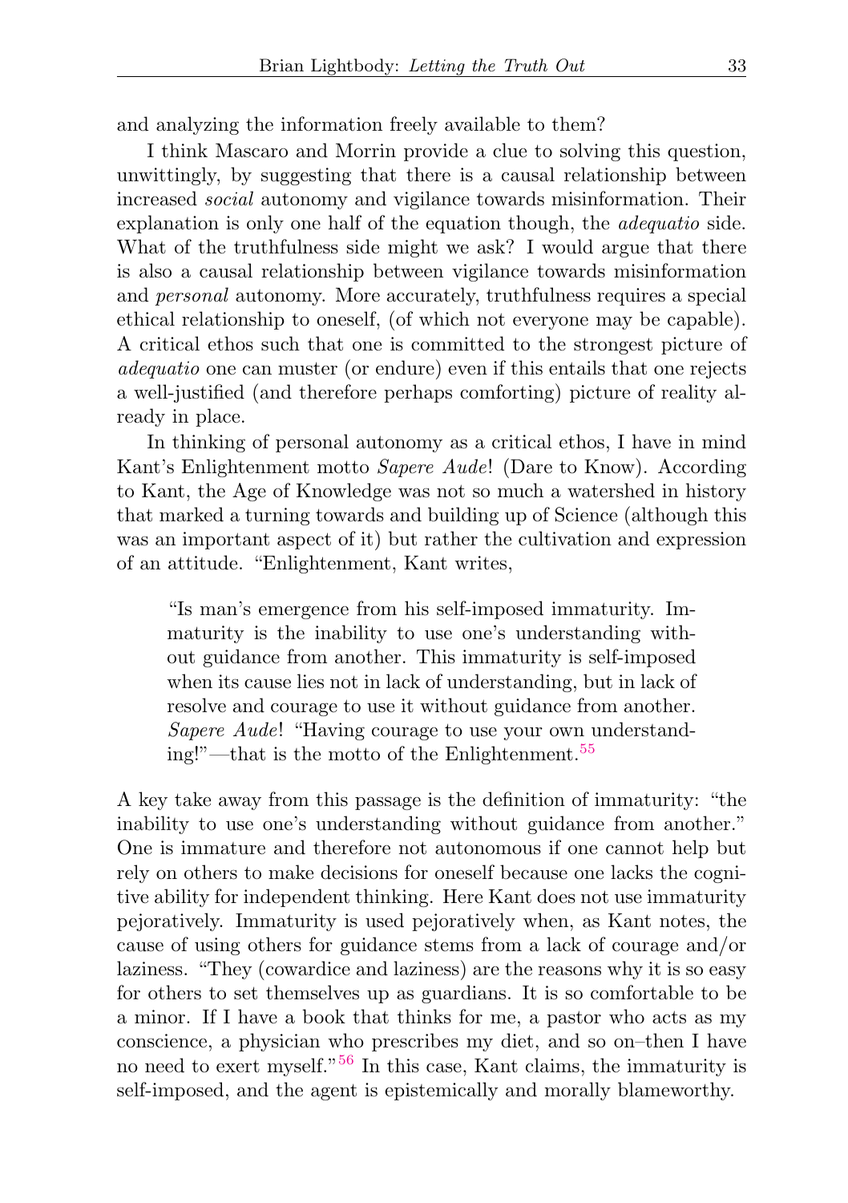and analyzing the information freely available to them?

I think Mascaro and Morrin provide a clue to solving this question, unwittingly, by suggesting that there is a causal relationship between increased *social* autonomy and vigilance towards misinformation. Their explanation is only one half of the equation though, the *adequatio* side. What of the truthfulness side might we ask? I would argue that there is also a causal relationship between vigilance towards misinformation and *personal* autonomy. More accurately, truthfulness requires a special ethical relationship to oneself, (of which not everyone may be capable). A critical ethos such that one is committed to the strongest picture of *adequatio* one can muster (or endure) even if this entails that one rejects a well-justified (and therefore perhaps comforting) picture of reality already in place.

In thinking of personal autonomy as a critical ethos, I have in mind Kant's Enlightenment motto *Sapere Aude*! (Dare to Know). According to Kant, the Age of Knowledge was not so much a watershed in history that marked a turning towards and building up of Science (although this was an important aspect of it) but rather the cultivation and expression of an attitude. "Enlightenment, Kant writes,

> "Is man's emergence from his self-imposed immaturity. Immaturity is the inability to use one's understanding without guidance from another. This immaturity is self-imposed when its cause lies not in lack of understanding, but in lack of resolve and courage to use it without guidance from another. *Sapere Aude*! "Having courage to use your own understanding!"—that is the motto of the Enlightenment.[55]

A key take away from this passage is the definition of immaturity: "the inability to use one's understanding without guidance from another." One is immature and therefore not autonomous if one cannot help but rely on others to make decisions for oneself because one lacks the cognitive ability for independent thinking. Here Kant does not use immaturity pejoratively. Immaturity is used pejoratively when, as Kant notes, the cause of using others for guidance stems from a lack of courage and/or laziness. "They (cowardice and laziness) are the reasons why it is so easy for others to set themselves up as guardians. It is so comfortable to be a minor. If I have a book that thinks for me, a pastor who acts as my conscience, a physician who prescribes my diet, and so on–then I have no need to exert myself."[56] In this case, Kant claims, the immaturity is self-imposed, and the agent is epistemically and morally blameworthy.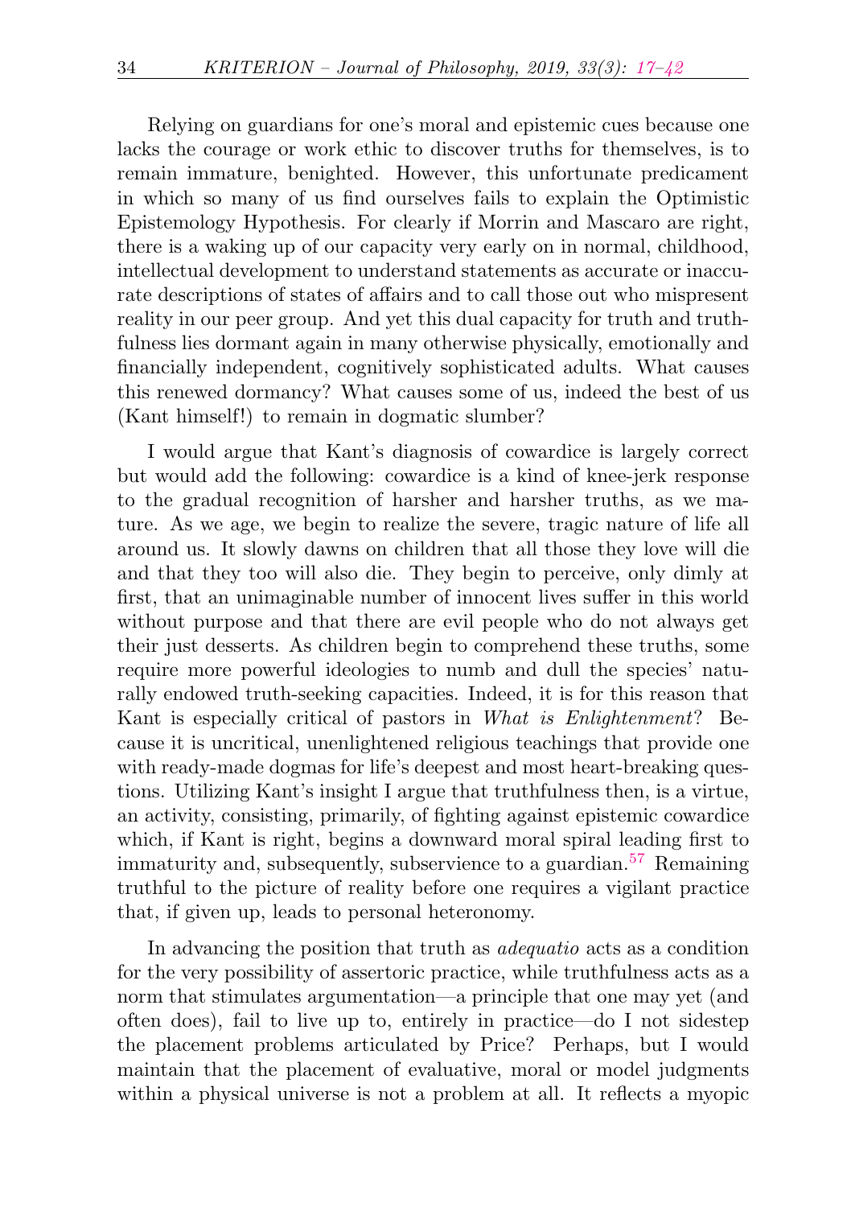Relying on guardians for one's moral and epistemic cues because one lacks the courage or work ethic to discover truths for themselves, is to remain immature, benighted. However, this unfortunate predicament in which so many of us find ourselves fails to explain the Optimistic Epistemology Hypothesis. For clearly if Morrin and Mascaro are right, there is a waking up of our capacity very early on in normal, childhood, intellectual development to understand statements as accurate or inaccurate descriptions of states of affairs and to call those out who mispresent reality in our peer group. And yet this dual capacity for truth and truthfulness lies dormant again in many otherwise physically, emotionally and financially independent, cognitively sophisticated adults. What causes this renewed dormancy? What causes some of us, indeed the best of us (Kant himself!) to remain in dogmatic slumber?

I would argue that Kant's diagnosis of cowardice is largely correct but would add the following: cowardice is a kind of knee-jerk response to the gradual recognition of harsher and harsher truths, as we mature. As we age, we begin to realize the severe, tragic nature of life all around us. It slowly dawns on children that all those they love will die and that they too will also die. They begin to perceive, only dimly at first, that an unimaginable number of innocent lives suffer in this world without purpose and that there are evil people who do not always get their just desserts. As children begin to comprehend these truths, some require more powerful ideologies to numb and dull the species' naturally endowed truth-seeking capacities. Indeed, it is for this reason that Kant is especially critical of pastors in *What is Enlightenment*? Because it is uncritical, unenlightened religious teachings that provide one with ready-made dogmas for life's deepest and most heart-breaking questions. Utilizing Kant's insight I argue that truthfulness then, is a virtue, an activity, consisting, primarily, of fighting against epistemic cowardice which, if Kant is right, begins a downward moral spiral leading first to immaturity and, subsequently, subservience to a guardian.[57] Remaining truthful to the picture of reality before one requires a vigilant practice that, if given up, leads to personal heteronomy.

In advancing the position that truth as *adequatio* acts as a condition for the very possibility of assertoric practice, while truthfulness acts as a norm that stimulates argumentation—a principle that one may yet (and often does), fail to live up to, entirely in practice—do I not sidestep the placement problems articulated by Price? Perhaps, but I would maintain that the placement of evaluative, moral or model judgments within a physical universe is not a problem at all. It reflects a myopic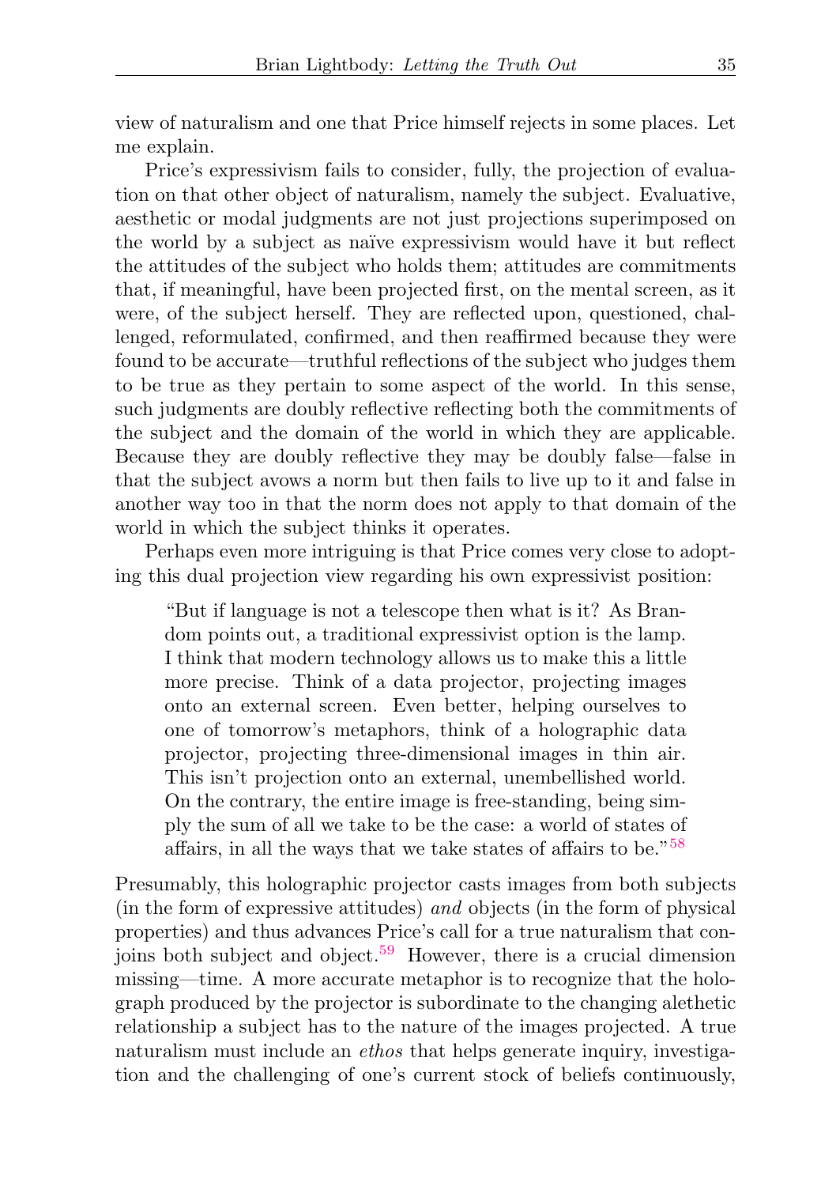view of naturalism and one that Price himself rejects in some places. Let me explain.

Price's expressivism fails to consider, fully, the projection of evaluation on that other object of naturalism, namely the subject. Evaluative, aesthetic or modal judgments are not just projections superimposed on the world by a subject as naïve expressivism would have it but reflect the attitudes of the subject who holds them; attitudes are commitments that, if meaningful, have been projected first, on the mental screen, as it were, of the subject herself. They are reflected upon, questioned, challenged, reformulated, confirmed, and then reaffirmed because they were found to be accurate—truthful reflections of the subject who judges them to be true as they pertain to some aspect of the world. In this sense, such judgments are doubly reflective reflecting both the commitments of the subject and the domain of the world in which they are applicable. Because they are doubly reflective they may be doubly false—false in that the subject avows a norm but then fails to live up to it and false in another way too in that the norm does not apply to that domain of the world in which the subject thinks it operates.

Perhaps even more intriguing is that Price comes very close to adopting this dual projection view regarding his own expressivist position:

> "But if language is not a telescope then what is it? As Brandom points out, a traditional expressivist option is the lamp. I think that modern technology allows us to make this a little more precise. Think of a data projector, projecting images onto an external screen. Even better, helping ourselves to one of tomorrow's metaphors, think of a holographic data projector, projecting three-dimensional images in thin air. This isn't projection onto an external, unembellished world. On the contrary, the entire image is free-standing, being simply the sum of all we take to be the case: a world of states of affairs, in all the ways that we take states of affairs to be."[58]

Presumably, this holographic projector casts images from both subjects (in the form of expressive attitudes) *and* objects (in the form of physical properties) and thus advances Price's call for a true naturalism that conjoins both subject and object.[59] However, there is a crucial dimension missing—time. A more accurate metaphor is to recognize that the holograph produced by the projector is subordinate to the changing alethetic relationship a subject has to the nature of the images projected. A true naturalism must include an *ethos* that helps generate inquiry, investigation and the challenging of one's current stock of beliefs continuously,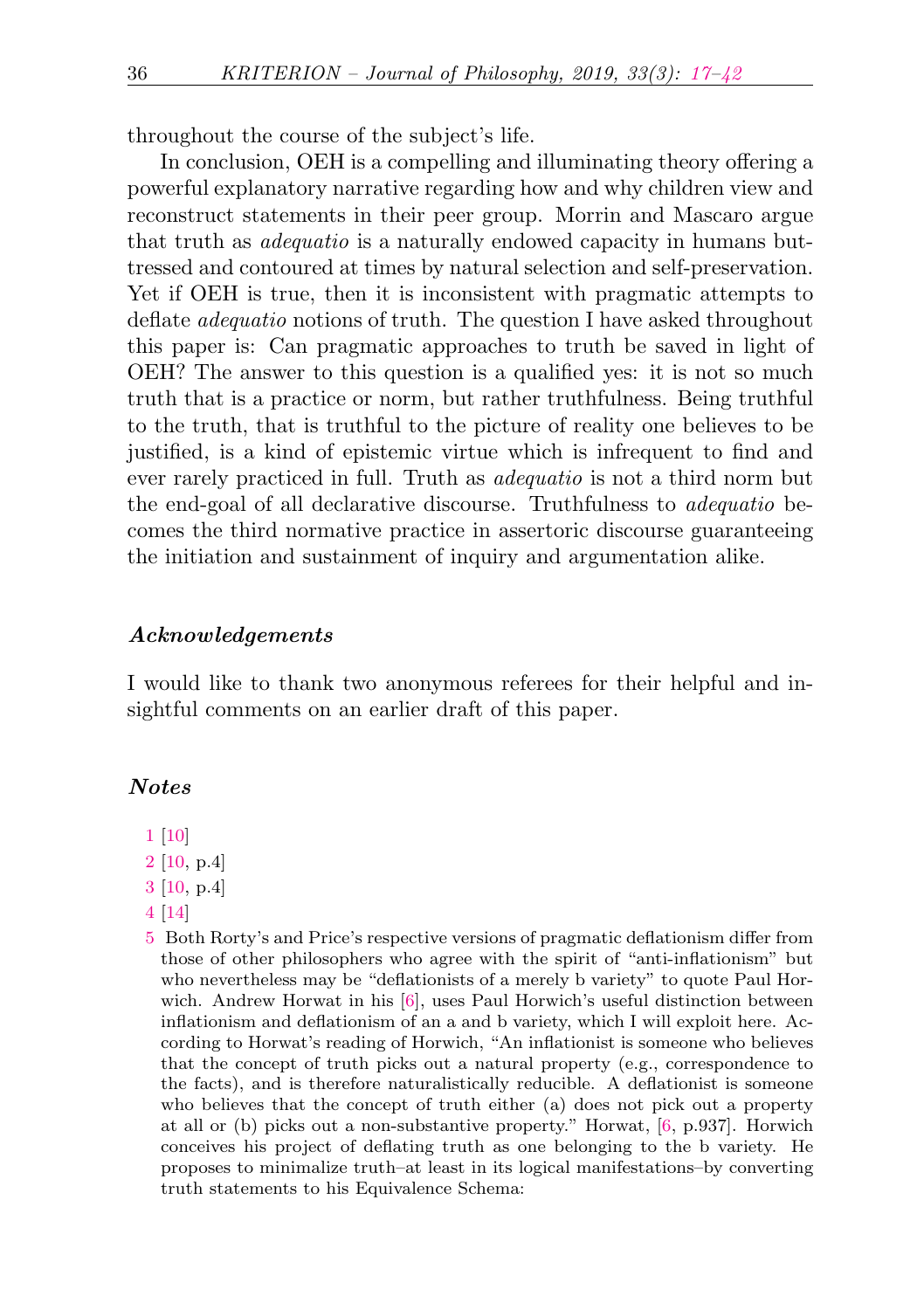throughout the course of the subject's life.

In conclusion, OEH is a compelling and illuminating theory offering a powerful explanatory narrative regarding how and why children view and reconstruct statements in their peer group. Morrin and Mascaro argue that truth as *adequatio* is a naturally endowed capacity in humans buttressed and contoured at times by natural selection and self-preservation. Yet if OEH is true, then it is inconsistent with pragmatic attempts to deflate *adequatio* notions of truth. The question I have asked throughout this paper is: Can pragmatic approaches to truth be saved in light of OEH? The answer to this question is a qualified yes: it is not so much truth that is a practice or norm, but rather truthfulness. Being truthful to the truth, that is truthful to the picture of reality one believes to be justified, is a kind of epistemic virtue which is infrequent to find and ever rarely practiced in full. Truth as *adequatio* is not a third norm but the end-goal of all declarative discourse. Truthfulness to *adequatio* becomes the third normative practice in assertoric discourse guaranteeing the initiation and sustainment of inquiry and argumentation alike.

### *Acknowledgements*

I would like to thank two anonymous referees for their helpful and insightful comments on an earlier draft of this paper.

### *Notes*

1 [10]

2 [10, p.4]

3 [10, p.4]

4 [14]

5 Both Rorty's and Price's respective versions of pragmatic deflationism differ from those of other philosophers who agree with the spirit of "anti-inflationism" but who nevertheless may be "deflationists of a merely b variety" to quote Paul Horwich. Andrew Horwat in his [6], uses Paul Horwich's useful distinction between inflationism and deflationism of an a and b variety, which I will exploit here. According to Horwat's reading of Horwich, "An inflationist is someone who believes that the concept of truth picks out a natural property (e.g., correspondence to the facts), and is therefore naturalistically reducible. A deflationist is someone who believes that the concept of truth either (a) does not pick out a property at all or (b) picks out a non-substantive property." Horwat, [6, p.937]. Horwich conceives his project of deflating truth as one belonging to the b variety. He proposes to minimalize truth–at least in its logical manifestations–by converting truth statements to his Equivalence Schema: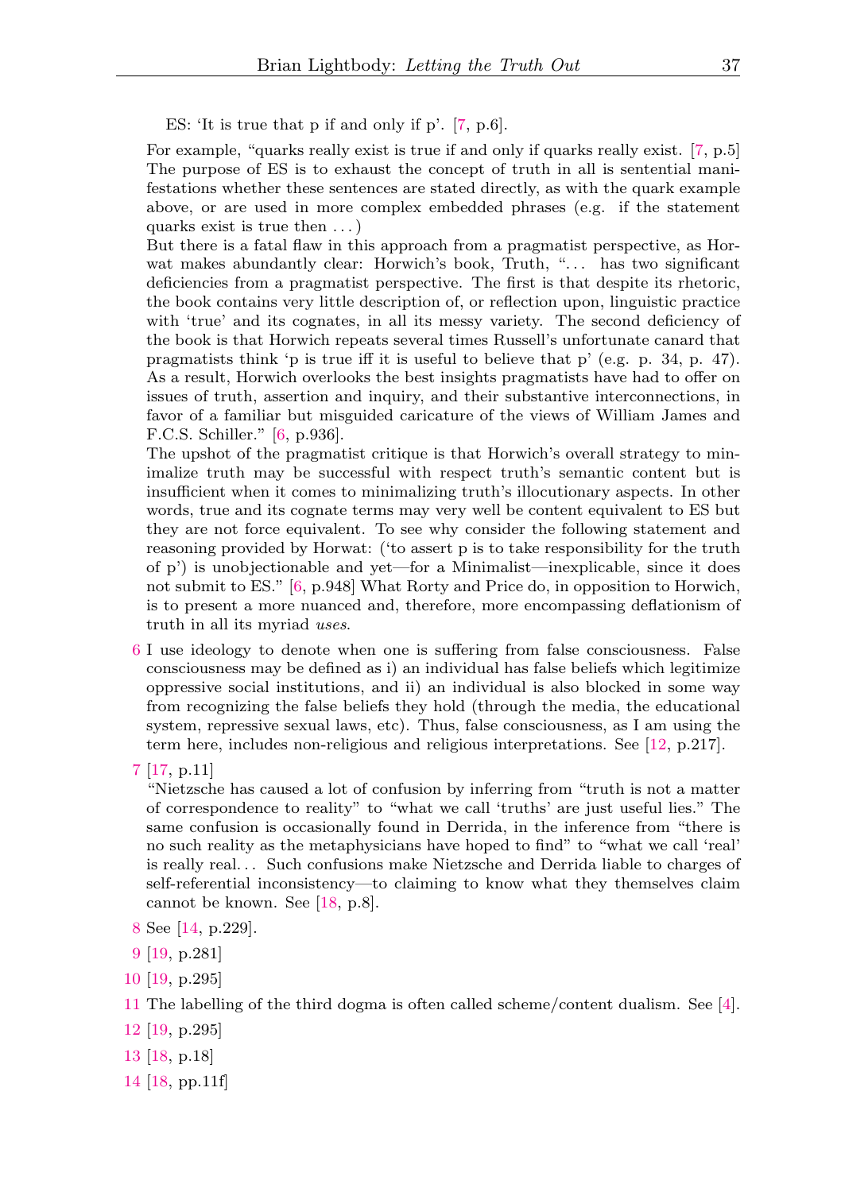ES: 'It is true that p if and only if p'. [7, p.6].

For example, "quarks really exist is true if and only if quarks really exist. [7, p.5] The purpose of ES is to exhaust the concept of truth in all is sentential manifestations whether these sentences are stated directly, as with the quark example above, or are used in more complex embedded phrases (e.g. if the statement quarks exist is true then ...)

But there is a fatal flaw in this approach from a pragmatist perspective, as Horwat makes abundantly clear: Horwich's book, Truth, "... has two significant deficiencies from a pragmatist perspective. The first is that despite its rhetoric, the book contains very little description of, or reflection upon, linguistic practice with 'true' and its cognates, in all its messy variety. The second deficiency of the book is that Horwich repeats several times Russell's unfortunate canard that pragmatists think 'p is true iff it is useful to believe that p' (e.g. p. 34, p. 47). As a result, Horwich overlooks the best insights pragmatists have had to offer on issues of truth, assertion and inquiry, and their substantive interconnections, in favor of a familiar but misguided caricature of the views of William James and F.C.S. Schiller." [6, p.936].

The upshot of the pragmatist critique is that Horwich's overall strategy to minimalize truth may be successful with respect truth's semantic content but is insufficient when it comes to minimalizing truth's illocutionary aspects. In other words, true and its cognate terms may very well be content equivalent to ES but they are not force equivalent. To see why consider the following statement and reasoning provided by Horwat: ('to assert p is to take responsibility for the truth of p') is unobjectionable and yet—for a Minimalist—inexplicable, since it does not submit to ES." [6, p.948] What Rorty and Price do, in opposition to Horwich, is to present a more nuanced and, therefore, more encompassing deflationism of truth in all its myriad *uses*.

6 I use ideology to denote when one is suffering from false consciousness. False consciousness may be defined as i) an individual has false beliefs which legitimize oppressive social institutions, and ii) an individual is also blocked in some way from recognizing the false beliefs they hold (through the media, the educational system, repressive sexual laws, etc). Thus, false consciousness, as I am using the term here, includes non-religious and religious interpretations. See [12, p.217].

7 [17, p.11]

"Nietzsche has caused a lot of confusion by inferring from "truth is not a matter of correspondence to reality" to "what we call 'truths' are just useful lies." The same confusion is occasionally found in Derrida, in the inference from "there is no such reality as the metaphysicians have hoped to find" to "what we call 'real' is really real... Such confusions make Nietzsche and Derrida liable to charges of self-referential inconsistency—to claiming to know what they themselves claim cannot be known. See [18, p.8].

8 See [14, p.229].

9 [19, p.281]

10 [19, p.295]

11 The labelling of the third dogma is often called scheme/content dualism. See [4].

12 [19, p.295]

13 [18, p.18]

14 [18, pp.11f]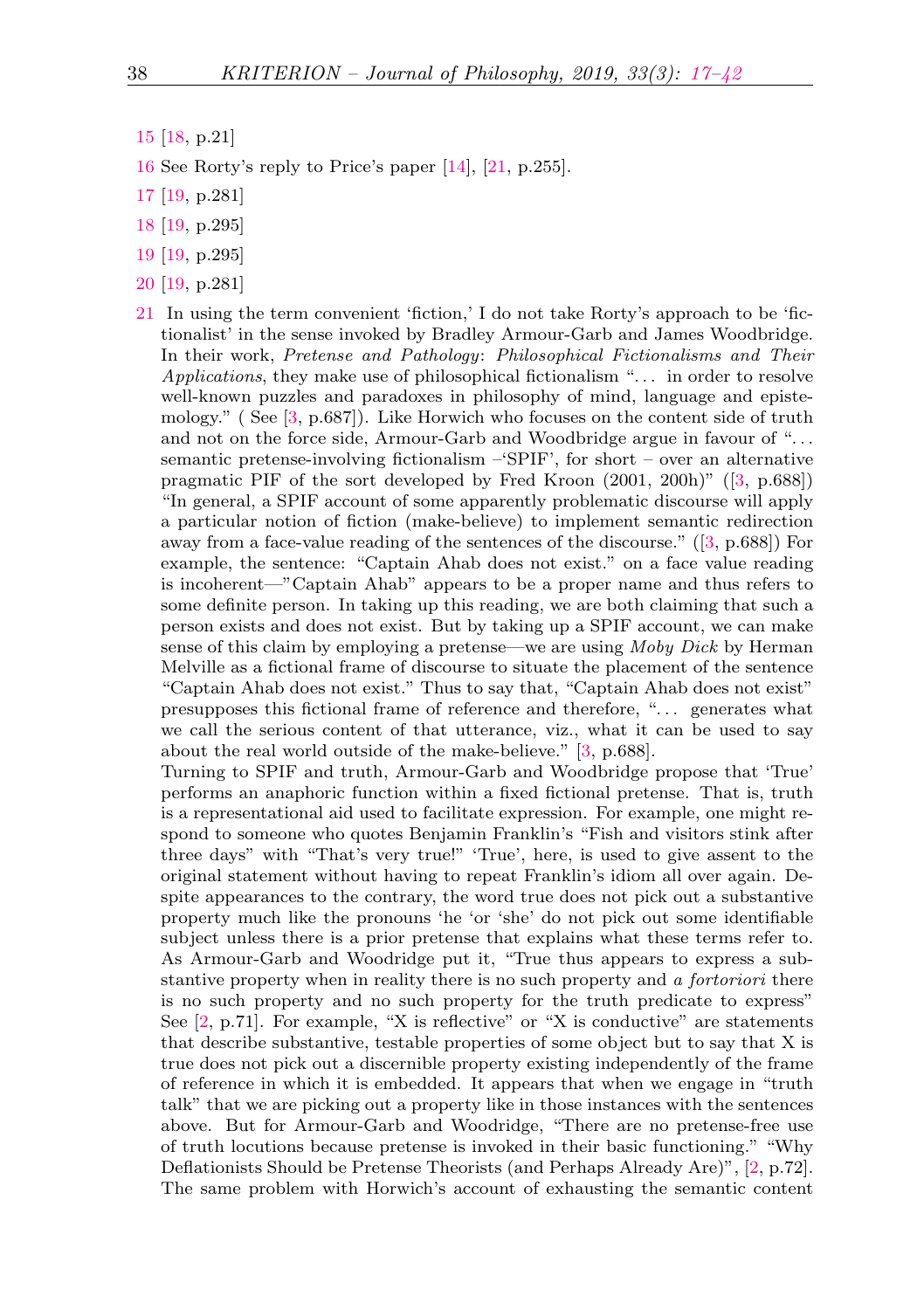15 [18, p.21]

16 See Rorty's reply to Price's paper [14], [21, p.255].

17 [19, p.281]

18 [19, p.295]

19 [19, p.295]

20 [19, p.281]

21 In using the term convenient 'fiction,' I do not take Rorty's approach to be 'fictionalist' in the sense invoked by Bradley Armour-Garb and James Woodbridge. In their work, *Pretense and Pathology*: *Philosophical Fictionalisms and Their Applications*, they make use of philosophical fictionalism "... in order to resolve well-known puzzles and paradoxes in philosophy of mind, language and epistemology." ( See [3, p.687]). Like Horwich who focuses on the content side of truth and not on the force side, Armour-Garb and Woodbridge argue in favour of "... semantic pretense-involving fictionalism –'SPIF', for short – over an alternative pragmatic PIF of the sort developed by Fred Kroon (2001, 200h)" ([3, p.688]) "In general, a SPIF account of some apparently problematic discourse will apply a particular notion of fiction (make-believe) to implement semantic redirection away from a face-value reading of the sentences of the discourse." ([3, p.688]) For example, the sentence: "Captain Ahab does not exist." on a face value reading is incoherent—"Captain Ahab" appears to be a proper name and thus refers to some definite person. In taking up this reading, we are both claiming that such a person exists and does not exist. But by taking up a SPIF account, we can make sense of this claim by employing a pretense—we are using *Moby Dick* by Herman Melville as a fictional frame of discourse to situate the placement of the sentence "Captain Ahab does not exist." Thus to say that, "Captain Ahab does not exist" presupposes this fictional frame of reference and therefore, "... generates what we call the serious content of that utterance, viz., what it can be used to say about the real world outside of the make-believe." [3, p.688].
Turning to SPIF and truth, Armour-Garb and Woodbridge propose that 'True' performs an anaphoric function within a fixed fictional pretense. That is, truth is a representational aid used to facilitate expression. For example, one might respond to someone who quotes Benjamin Franklin's "Fish and visitors stink after three days" with "That's very true!" 'True', here, is used to give assent to the original statement without having to repeat Franklin's idiom all over again. Despite appearances to the contrary, the word true does not pick out a substantive property much like the pronouns 'he 'or 'she' do not pick out some identifiable subject unless there is a prior pretense that explains what these terms refer to. As Armour-Garb and Woodridge put it, "True thus appears to express a substantive property when in reality there is no such property and *a fortoriori* there is no such property and no such property for the truth predicate to express" See [2, p.71]. For example, "X is reflective" or "X is conductive" are statements that describe substantive, testable properties of some object but to say that X is true does not pick out a discernible property existing independently of the frame of reference in which it is embedded. It appears that when we engage in "truth talk" that we are picking out a property like in those instances with the sentences above. But for Armour-Garb and Woodridge, "There are no pretense-free use of truth locutions because pretense is invoked in their basic functioning." "Why Deflationists Should be Pretense Theorists (and Perhaps Already Are)", [2, p.72]. The same problem with Horwich's account of exhausting the semantic content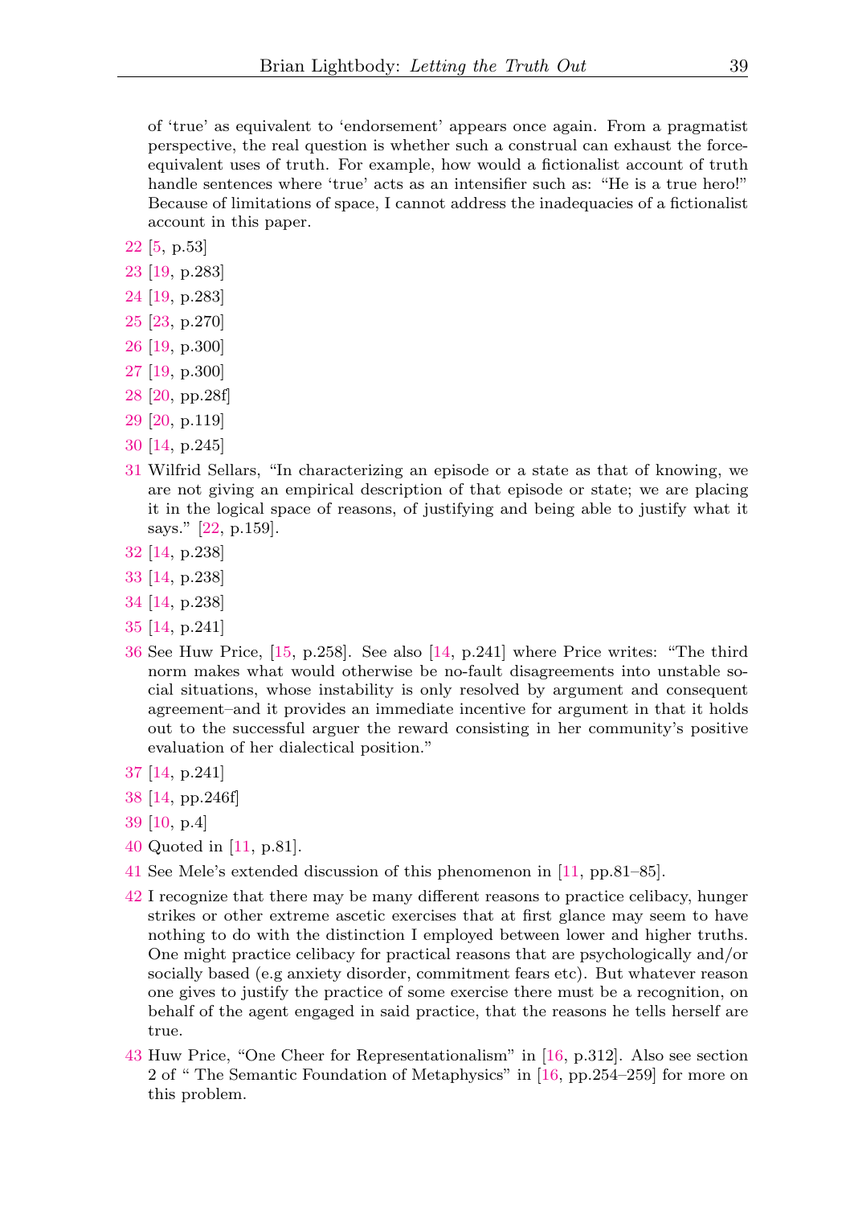of 'true' as equivalent to 'endorsement' appears once again. From a pragmatist perspective, the real question is whether such a construal can exhaust the force-equivalent uses of truth. For example, how would a fictionalist account of truth handle sentences where 'true' acts as an intensifier such as: "He is a true hero!" Because of limitations of space, I cannot address the inadequacies of a fictionalist account in this paper.

22 [5, p.53]

23 [19, p.283]

24 [19, p.283]

25 [23, p.270]

26 [19, p.300]

27 [19, p.300]

28 [20, pp.28f]

29 [20, p.119]

30 [14, p.245]

31 Wilfrid Sellars, "In characterizing an episode or a state as that of knowing, we are not giving an empirical description of that episode or state; we are placing it in the logical space of reasons, of justifying and being able to justify what it says." [22, p.159].

32 [14, p.238]

33 [14, p.238]

34 [14, p.238]

35 [14, p.241]

36 See Huw Price, [15, p.258]. See also [14, p.241] where Price writes: "The third norm makes what would otherwise be no-fault disagreements into unstable social situations, whose instability is only resolved by argument and consequent agreement–and it provides an immediate incentive for argument in that it holds out to the successful arguer the reward consisting in her community's positive evaluation of her dialectical position."

37 [14, p.241]

38 [14, pp.246f]

39 [10, p.4]

40 Quoted in [11, p.81].

41 See Mele's extended discussion of this phenomenon in [11, pp.81–85].

42 I recognize that there may be many different reasons to practice celibacy, hunger strikes or other extreme ascetic exercises that at first glance may seem to have nothing to do with the distinction I employed between lower and higher truths. One might practice celibacy for practical reasons that are psychologically and/or socially based (e.g anxiety disorder, commitment fears etc). But whatever reason one gives to justify the practice of some exercise there must be a recognition, on behalf of the agent engaged in said practice, that the reasons he tells herself are true.

43 Huw Price, "One Cheer for Representationalism" in [16, p.312]. Also see section 2 of " The Semantic Foundation of Metaphysics" in [16, pp.254–259] for more on this problem.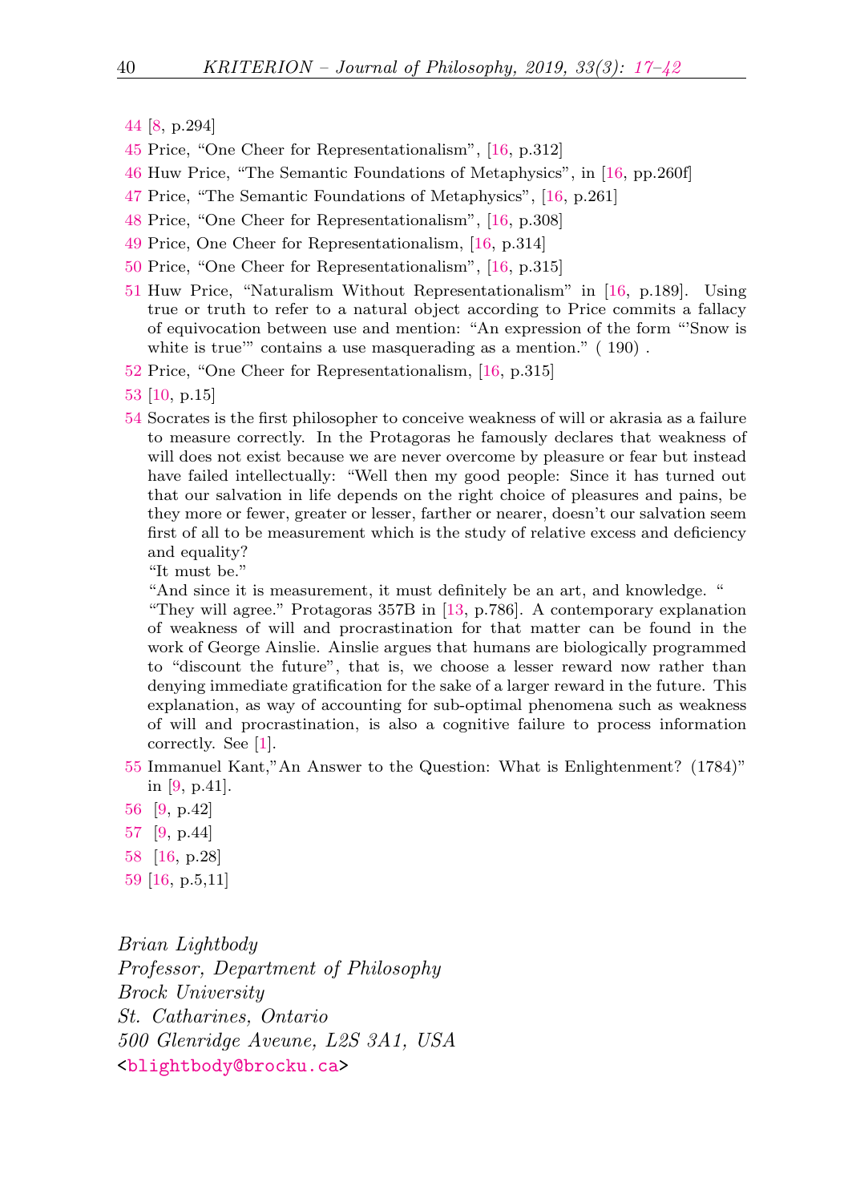44 [8, p.294]

45 Price, "One Cheer for Representationalism", [16, p.312]

46 Huw Price, "The Semantic Foundations of Metaphysics", in [16, pp.260f]

47 Price, "The Semantic Foundations of Metaphysics", [16, p.261]

48 Price, "One Cheer for Representationalism", [16, p.308]

49 Price, One Cheer for Representationalism, [16, p.314]

50 Price, "One Cheer for Representationalism", [16, p.315]

51 Huw Price, "Naturalism Without Representationalism" in [16, p.189]. Using true or truth to refer to a natural object according to Price commits a fallacy of equivocation between use and mention: "An expression of the form "'Snow is white is true'" contains a use masquerading as a mention." ( 190) .

52 Price, "One Cheer for Representationalism, [16, p.315]

53 [10, p.15]

54 Socrates is the first philosopher to conceive weakness of will or akrasia as a failure to measure correctly. In the Protagoras he famously declares that weakness of will does not exist because we are never overcome by pleasure or fear but instead have failed intellectually: "Well then my good people: Since it has turned out that our salvation in life depends on the right choice of pleasures and pains, be they more or fewer, greater or lesser, farther or nearer, doesn't our salvation seem first of all to be measurement which is the study of relative excess and deficiency and equality?
"It must be."
"And since it is measurement, it must definitely be an art, and knowledge. "
"They will agree." Protagoras 357B in [13, p.786]. A contemporary explanation of weakness of will and procrastination for that matter can be found in the work of George Ainslie. Ainslie argues that humans are biologically programmed to "discount the future", that is, we choose a lesser reward now rather than denying immediate gratification for the sake of a larger reward in the future. This explanation, as way of accounting for sub-optimal phenomena such as weakness of will and procrastination, is also a cognitive failure to process information correctly. See [1].

55 Immanuel Kant,"An Answer to the Question: What is Enlightenment? (1784)" in [9, p.41].

56 [9, p.42]

57 [9, p.44]

58 [16, p.28]

59 [16, p.5,11]

*Brian Lightbody*
*Professor, Department of Philosophy*
*Brock University*
*St. Catharines, Ontario*
*500 Glenridge Aveune, L2S 3A1, USA*
<blightbody@brocku.ca>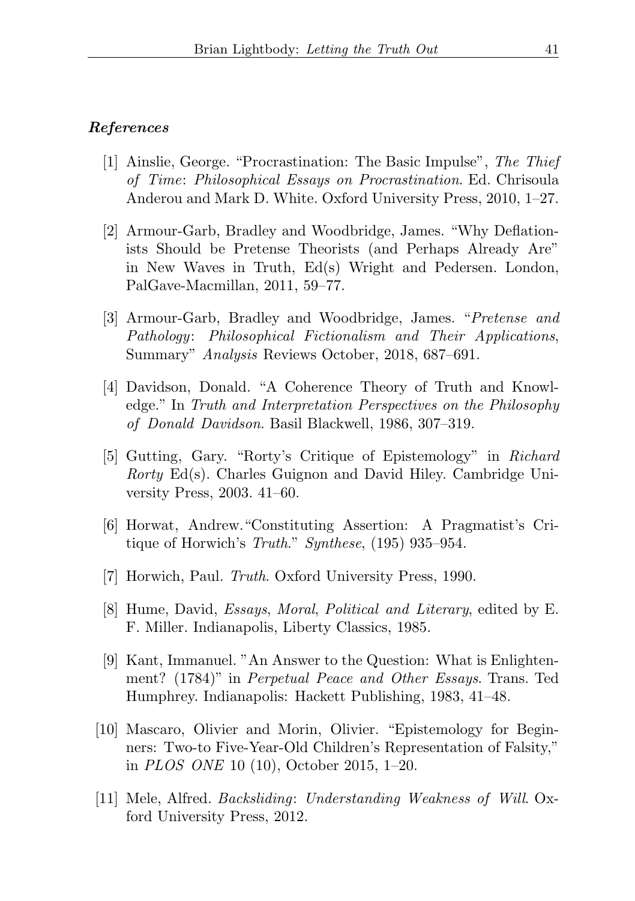***References***

[1] Ainslie, George. "Procrastination: The Basic Impulse", *The Thief of Time*: *Philosophical Essays on Procrastination*. Ed. Chrisoula Anderou and Mark D. White. Oxford University Press, 2010, 1–27.

[2] Armour-Garb, Bradley and Woodbridge, James. "Why Deflationists Should be Pretense Theorists (and Perhaps Already Are" in New Waves in Truth, Ed(s) Wright and Pedersen. London, PalGave-Macmillan, 2011, 59–77.

[3] Armour-Garb, Bradley and Woodbridge, James. "*Pretense and Pathology*: *Philosophical Fictionalism and Their Applications*, Summary" *Analysis* Reviews October, 2018, 687–691.

[4] Davidson, Donald. "A Coherence Theory of Truth and Knowledge." In *Truth and Interpretation Perspectives on the Philosophy of Donald Davidson*. Basil Blackwell, 1986, 307–319.

[5] Gutting, Gary. "Rorty's Critique of Epistemology" in *Richard Rorty* Ed(s). Charles Guignon and David Hiley. Cambridge University Press, 2003. 41–60.

[6] Horwat, Andrew."Constituting Assertion: A Pragmatist's Critique of Horwich's *Truth*." *Synthese*, (195) 935–954.

[7] Horwich, Paul. *Truth*. Oxford University Press, 1990.

[8] Hume, David, *Essays*, *Moral*, *Political and Literary*, edited by E. F. Miller. Indianapolis, Liberty Classics, 1985.

[9] Kant, Immanuel. "An Answer to the Question: What is Enlightenment? (1784)" in *Perpetual Peace and Other Essays*. Trans. Ted Humphrey. Indianapolis: Hackett Publishing, 1983, 41–48.

[10] Mascaro, Olivier and Morin, Olivier. "Epistemology for Beginners: Two-to Five-Year-Old Children's Representation of Falsity," in *PLOS ONE* 10 (10), October 2015, 1–20.

[11] Mele, Alfred. *Backsliding*: *Understanding Weakness of Will*. Oxford University Press, 2012.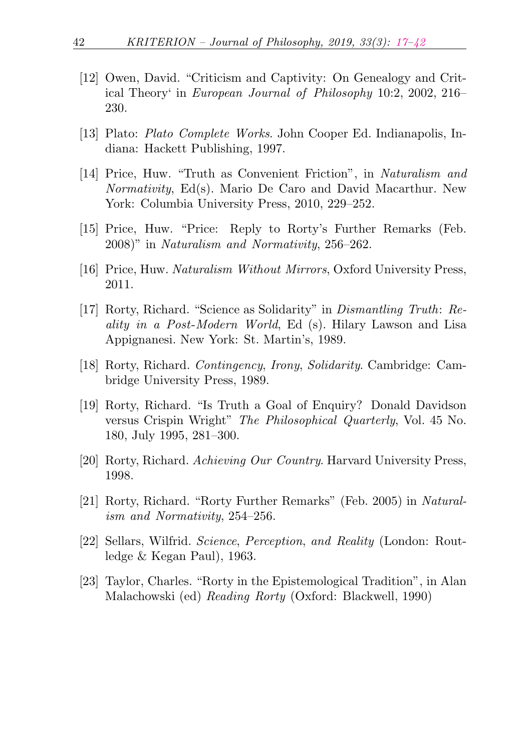[12] Owen, David. "Criticism and Captivity: On Genealogy and Critical Theory' in *European Journal of Philosophy* 10:2, 2002, 216–230.

[13] Plato: *Plato Complete Works*. John Cooper Ed. Indianapolis, Indiana: Hackett Publishing, 1997.

[14] Price, Huw. "Truth as Convenient Friction", in *Naturalism and Normativity*, Ed(s). Mario De Caro and David Macarthur. New York: Columbia University Press, 2010, 229–252.

[15] Price, Huw. "Price: Reply to Rorty's Further Remarks (Feb. 2008)" in *Naturalism and Normativity*, 256–262.

[16] Price, Huw. *Naturalism Without Mirrors*, Oxford University Press, 2011.

[17] Rorty, Richard. "Science as Solidarity" in *Dismantling Truth*: *Reality in a Post-Modern World*, Ed (s). Hilary Lawson and Lisa Appignanesi. New York: St. Martin's, 1989.

[18] Rorty, Richard. *Contingency*, *Irony*, *Solidarity*. Cambridge: Cambridge University Press, 1989.

[19] Rorty, Richard. "Is Truth a Goal of Enquiry? Donald Davidson versus Crispin Wright" *The Philosophical Quarterly*, Vol. 45 No. 180, July 1995, 281–300.

[20] Rorty, Richard. *Achieving Our Country*. Harvard University Press, 1998.

[21] Rorty, Richard. "Rorty Further Remarks" (Feb. 2005) in *Naturalism and Normativity*, 254–256.

[22] Sellars, Wilfrid. *Science*, *Perception*, *and Reality* (London: Routledge & Kegan Paul), 1963.

[23] Taylor, Charles. "Rorty in the Epistemological Tradition", in Alan Malachowski (ed) *Reading Rorty* (Oxford: Blackwell, 1990)